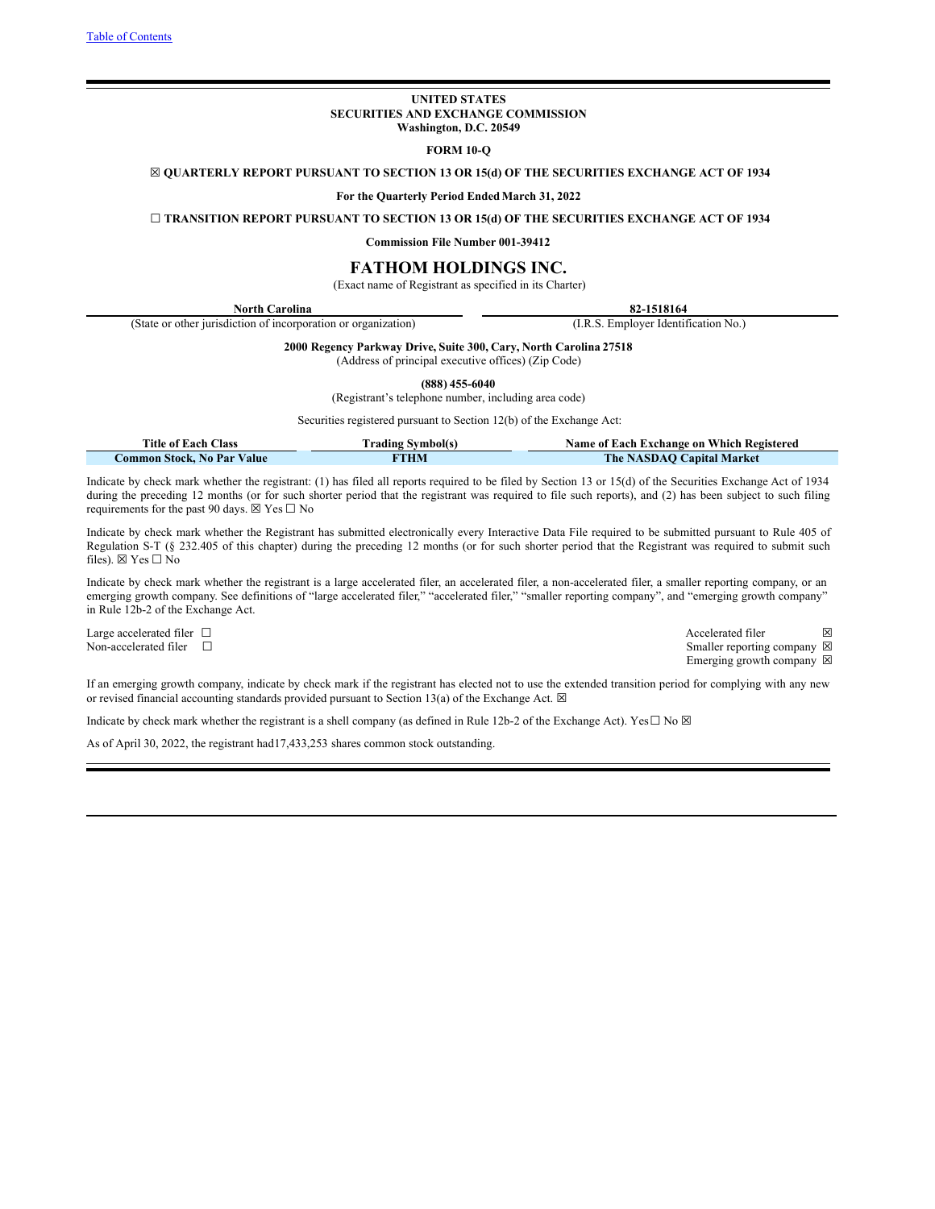Table of Contents

**UNITED STATES**
**SECURITIES AND EXCHANGE COMMISSION**
**Washington, D.C. 20549**

**FORM 10-Q**

**☒ QUARTERLY REPORT PURSUANT TO SECTION 13 OR 15(d) OF THE SECURITIES EXCHANGE ACT OF 1934**

**For the Quarterly Period Ended March 31, 2022**

**☐ TRANSITION REPORT PURSUANT TO SECTION 13 OR 15(d) OF THE SECURITIES EXCHANGE ACT OF 1934**

**Commission File Number 001-39412**

# FATHOM HOLDINGS INC.

(Exact name of Registrant as specified in its Charter)

| **North Carolina** | **82-1518164** |
|---|---|
| (State or other jurisdiction of incorporation or organization) | (I.R.S. Employer Identification No.) |

**2000 Regency Parkway Drive, Suite 300, Cary, North Carolina 27518**
(Address of principal executive offices) (Zip Code)

**(888) 455-6040**
(Registrant's telephone number, including area code)

Securities registered pursuant to Section 12(b) of the Exchange Act:

| Title of Each Class | Trading Symbol(s) | Name of Each Exchange on Which Registered |
|---|---|---|
| **Common Stock, No Par Value** | **FTHM** | **The NASDAQ Capital Market** |

Indicate by check mark whether the registrant: (1) has filed all reports required to be filed by Section 13 or 15(d) of the Securities Exchange Act of 1934 during the preceding 12 months (or for such shorter period that the registrant was required to file such reports), and (2) has been subject to such filing requirements for the past 90 days. ☒ Yes ☐ No

Indicate by check mark whether the Registrant has submitted electronically every Interactive Data File required to be submitted pursuant to Rule 405 of Regulation S-T (§ 232.405 of this chapter) during the preceding 12 months (or for such shorter period that the Registrant was required to submit such files). ☒ Yes ☐ No

Indicate by check mark whether the registrant is a large accelerated filer, an accelerated filer, a non-accelerated filer, a smaller reporting company, or an emerging growth company. See definitions of "large accelerated filer," "accelerated filer," "smaller reporting company", and "emerging growth company" in Rule 12b-2 of the Exchange Act.

| | | | |
|---|---|---|---|
| Large accelerated filer | ☐ | Accelerated filer | ☒ |
| Non-accelerated filer | ☐ | Smaller reporting company | ☒ |
| | | Emerging growth company | ☒ |

If an emerging growth company, indicate by check mark if the registrant has elected not to use the extended transition period for complying with any new or revised financial accounting standards provided pursuant to Section 13(a) of the Exchange Act. ☒

Indicate by check mark whether the registrant is a shell company (as defined in Rule 12b-2 of the Exchange Act). Yes ☐ No ☒

As of April 30, 2022, the registrant had 17,433,253 shares common stock outstanding.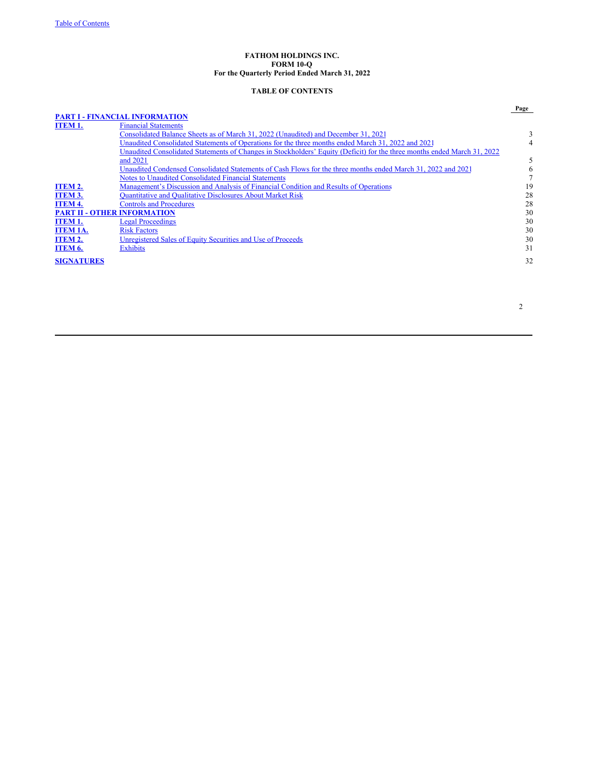**FATHOM HOLDINGS INC.**
**FORM 10-Q**
**For the Quarterly Period Ended March 31, 2022**

**TABLE OF CONTENTS**

| | | Page |
|---|---|---|
| **PART I - FINANCIAL INFORMATION** | | |
| **ITEM 1.** | Financial Statements | |
| | Consolidated Balance Sheets as of March 31, 2022 (Unaudited) and December 31, 2021 | 3 |
| | Unaudited Consolidated Statements of Operations for the three months ended March 31, 2022 and 2021 | 4 |
| | Unaudited Consolidated Statements of Changes in Stockholders' Equity (Deficit) for the three months ended March 31, 2022 and 2021 | 5 |
| | Unaudited Condensed Consolidated Statements of Cash Flows for the three months ended March 31, 2022 and 2021 | 6 |
| | Notes to Unaudited Consolidated Financial Statements | 7 |
| **ITEM 2.** | Management's Discussion and Analysis of Financial Condition and Results of Operations | 19 |
| **ITEM 3.** | Quantitative and Qualitative Disclosures About Market Risk | 28 |
| **ITEM 4.** | Controls and Procedures | 28 |
| **PART II - OTHER INFORMATION** | | 30 |
| **ITEM 1.** | Legal Proceedings | 30 |
| **ITEM 1A.** | Risk Factors | 30 |
| **ITEM 2.** | Unregistered Sales of Equity Securities and Use of Proceeds | 30 |
| **ITEM 6.** | Exhibits | 31 |
| **SIGNATURES** | | 32 |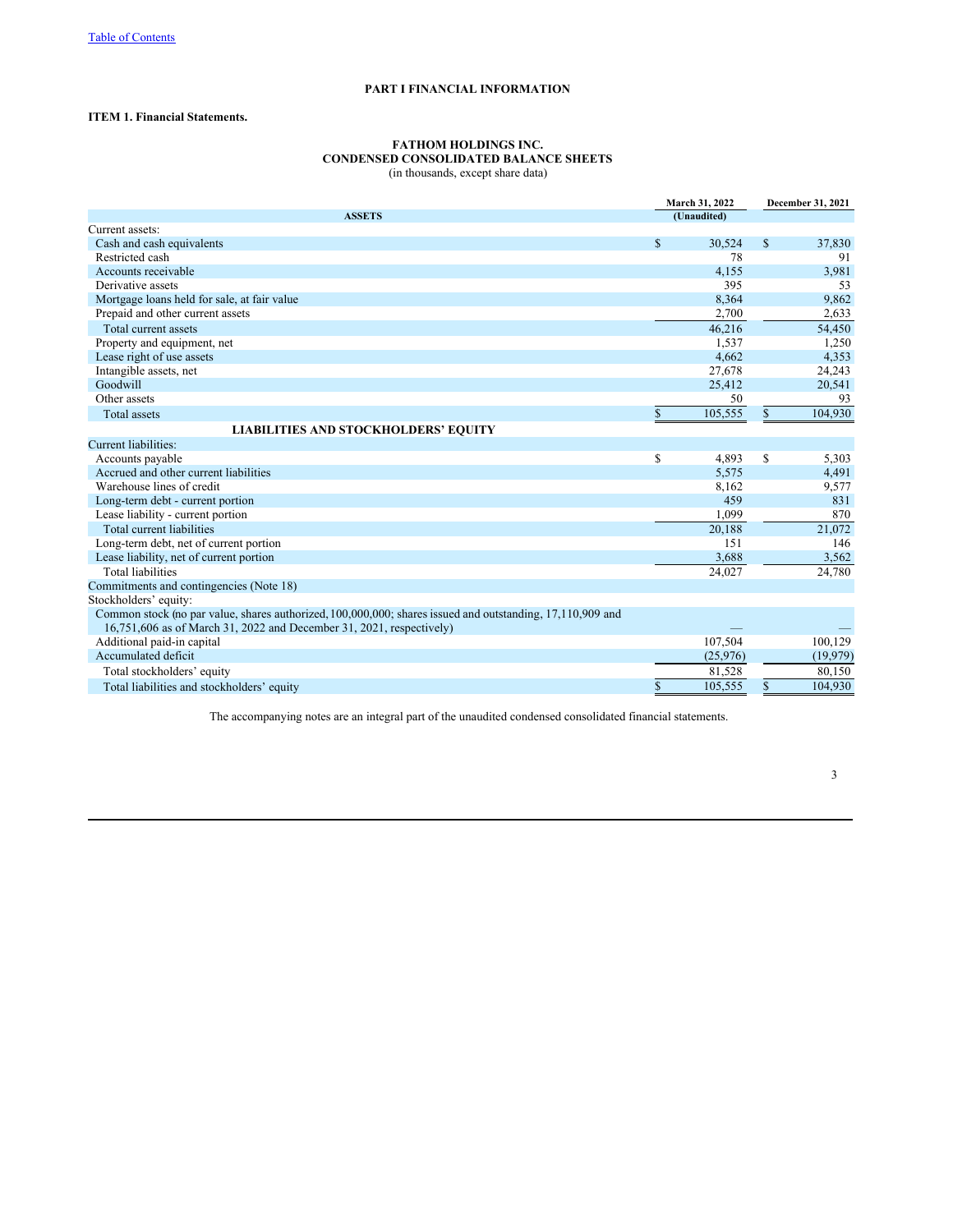[Table of Contents](#)

## PART I FINANCIAL INFORMATION

### ITEM 1. Financial Statements.

**FATHOM HOLDINGS INC.**
**CONDENSED CONSOLIDATED BALANCE SHEETS**
(in thousands, except share data)

| | March 31, 2022 (Unaudited) | December 31, 2021 |
|---|---|---|
| **ASSETS** | | |
| Current assets: | | |
| Cash and cash equivalents | $ 30,524 | $ 37,830 |
| Restricted cash | 78 | 91 |
| Accounts receivable | 4,155 | 3,981 |
| Derivative assets | 395 | 53 |
| Mortgage loans held for sale, at fair value | 8,364 | 9,862 |
| Prepaid and other current assets | 2,700 | 2,633 |
| Total current assets | 46,216 | 54,450 |
| Property and equipment, net | 1,537 | 1,250 |
| Lease right of use assets | 4,662 | 4,353 |
| Intangible assets, net | 27,678 | 24,243 |
| Goodwill | 25,412 | 20,541 |
| Other assets | 50 | 93 |
| Total assets | $ 105,555 | $ 104,930 |
| **LIABILITIES AND STOCKHOLDERS' EQUITY** | | |
| Current liabilities: | | |
| Accounts payable | $ 4,893 | $ 5,303 |
| Accrued and other current liabilities | 5,575 | 4,491 |
| Warehouse lines of credit | 8,162 | 9,577 |
| Long-term debt - current portion | 459 | 831 |
| Lease liability - current portion | 1,099 | 870 |
| Total current liabilities | 20,188 | 21,072 |
| Long-term debt, net of current portion | 151 | 146 |
| Lease liability, net of current portion | 3,688 | 3,562 |
| Total liabilities | 24,027 | 24,780 |
| Commitments and contingencies (Note 18) | | |
| Stockholders' equity: | | |
| Common stock (no par value, shares authorized, 100,000,000; shares issued and outstanding, 17,110,909 and 16,751,606 as of March 31, 2022 and December 31, 2021, respectively) | — | — |
| Additional paid-in capital | 107,504 | 100,129 |
| Accumulated deficit | (25,976) | (19,979) |
| Total stockholders' equity | 81,528 | 80,150 |
| Total liabilities and stockholders' equity | $ 105,555 | $ 104,930 |

The accompanying notes are an integral part of the unaudited condensed consolidated financial statements.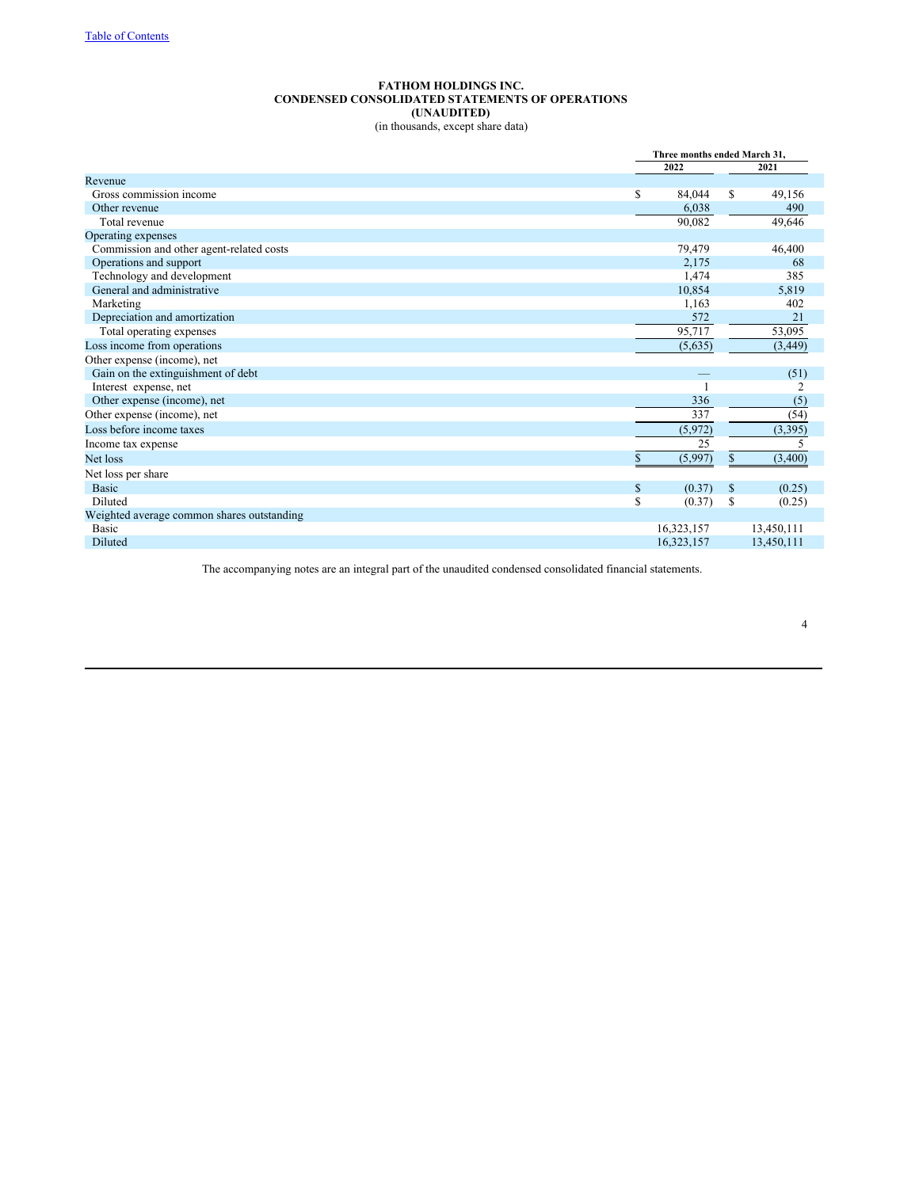[Table of Contents]()

**FATHOM HOLDINGS INC.**
**CONDENSED CONSOLIDATED STATEMENTS OF OPERATIONS**
**(UNAUDITED)**
(in thousands, except share data)

| | Three months ended March 31, | |
|---|---|---|
| | 2022 | 2021 |
| Revenue | | |
| Gross commission income | $ 84,044 | $ 49,156 |
| Other revenue | 6,038 | 490 |
| Total revenue | 90,082 | 49,646 |
| Operating expenses | | |
| Commission and other agent-related costs | 79,479 | 46,400 |
| Operations and support | 2,175 | 68 |
| Technology and development | 1,474 | 385 |
| General and administrative | 10,854 | 5,819 |
| Marketing | 1,163 | 402 |
| Depreciation and amortization | 572 | 21 |
| Total operating expenses | 95,717 | 53,095 |
| Loss income from operations | (5,635) | (3,449) |
| Other expense (income), net | | |
| Gain on the extinguishment of debt | — | (51) |
| Interest expense, net | 1 | 2 |
| Other expense (income), net | 336 | (5) |
| Other expense (income), net | 337 | (54) |
| Loss before income taxes | (5,972) | (3,395) |
| Income tax expense | 25 | 5 |
| Net loss | $ (5,997) | $ (3,400) |
| Net loss per share | | |
| Basic | $ (0.37) | $ (0.25) |
| Diluted | $ (0.37) | $ (0.25) |
| Weighted average common shares outstanding | | |
| Basic | 16,323,157 | 13,450,111 |
| Diluted | 16,323,157 | 13,450,111 |

The accompanying notes are an integral part of the unaudited condensed consolidated financial statements.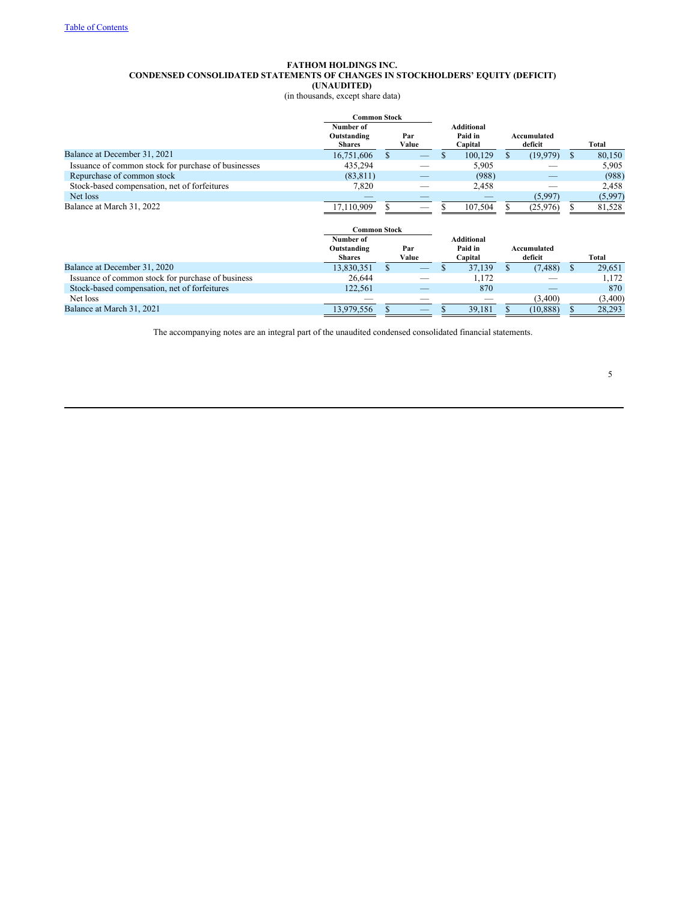[Table of Contents](#)

**FATHOM HOLDINGS INC.**
**CONDENSED CONSOLIDATED STATEMENTS OF CHANGES IN STOCKHOLDERS' EQUITY (DEFICIT)**
**(UNAUDITED)**
(in thousands, except share data)

| | Common Stock | | Additional Paid in Capital | Accumulated deficit | Total |
|---|---|---|---|---|---|
| | Number of Outstanding Shares | Par Value | | | |
| Balance at December 31, 2021 | 16,751,606 | $ — | $ 100,129 | $ (19,979) | $ 80,150 |
| Issuance of common stock for purchase of businesses | 435,294 | — | 5,905 | — | 5,905 |
| Repurchase of common stock | (83,811) | — | (988) | — | (988) |
| Stock-based compensation, net of forfeitures | 7,820 | — | 2,458 | — | 2,458 |
| Net loss | — | — | — | (5,997) | (5,997) |
| Balance at March 31, 2022 | 17,110,909 | $ — | $ 107,504 | $ (25,976) | $ 81,528 |

| | Common Stock | | Additional Paid in Capital | Accumulated deficit | Total |
|---|---|---|---|---|---|
| | Number of Outstanding Shares | Par Value | | | |
| Balance at December 31, 2020 | 13,830,351 | $ — | $ 37,139 | $ (7,488) | $ 29,651 |
| Issuance of common stock for purchase of business | 26,644 | — | 1,172 | — | 1,172 |
| Stock-based compensation, net of forfeitures | 122,561 | — | 870 | — | 870 |
| Net loss | — | — | — | (3,400) | (3,400) |
| Balance at March 31, 2021 | 13,979,556 | $ — | $ 39,181 | $ (10,888) | $ 28,293 |

The accompanying notes are an integral part of the unaudited condensed consolidated financial statements.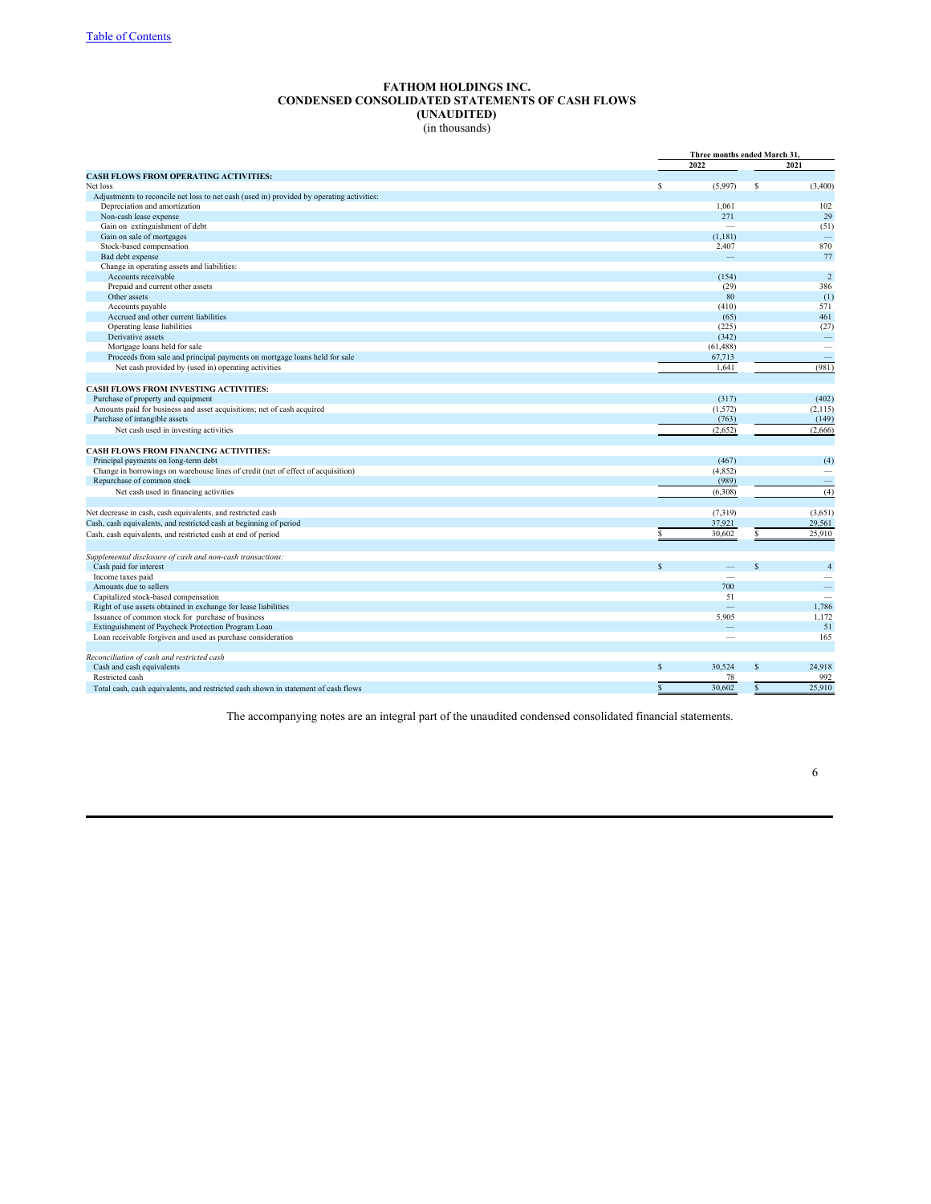[Table of Contents](#)

# FATHOM HOLDINGS INC.
## CONDENSED CONSOLIDATED STATEMENTS OF CASH FLOWS
## (UNAUDITED)
(in thousands)

| | Three months ended March 31, | |
|---|---|---|
| | 2022 | 2021 |
| **CASH FLOWS FROM OPERATING ACTIVITIES:** | | |
| Net loss | $ (5,997) | $ (3,400) |
| Adjustments to reconcile net loss to net cash (used in) provided by operating activities: | | |
| Depreciation and amortization | 1,061 | 102 |
| Non-cash lease expense | 271 | 29 |
| Gain on extinguishment of debt | — | (51) |
| Gain on sale of mortgages | (1,181) | — |
| Stock-based compensation | 2,407 | 870 |
| Bad debt expense | — | 77 |
| Change in operating assets and liabilities: | | |
| Accounts receivable | (154) | 2 |
| Prepaid and current other assets | (29) | 386 |
| Other assets | 80 | (1) |
| Accounts payable | (410) | 571 |
| Accrued and other current liabilities | (65) | 461 |
| Operating lease liabilities | (225) | (27) |
| Derivative assets | (342) | — |
| Mortgage loans held for sale | (61,488) | — |
| Proceeds from sale and principal payments on mortgage loans held for sale | 67,713 | — |
| Net cash provided by (used in) operating activities | 1,641 | (981) |
| **CASH FLOWS FROM INVESTING ACTIVITIES:** | | |
| Purchase of property and equipment | (317) | (402) |
| Amounts paid for business and asset acquisitions; net of cash acquired | (1,572) | (2,115) |
| Purchase of intangible assets | (763) | (149) |
| Net cash used in investing activities | (2,652) | (2,666) |
| **CASH FLOWS FROM FINANCING ACTIVITIES:** | | |
| Principal payments on long-term debt | (467) | (4) |
| Change in borrowings on warehouse lines of credit (net of effect of acquisition) | (4,852) | — |
| Repurchase of common stock | (989) | — |
| Net cash used in financing activities | (6,308) | (4) |
| Net decrease in cash, cash equivalents, and restricted cash | (7,319) | (3,651) |
| Cash, cash equivalents, and restricted cash at beginning of period | 37,921 | 29,561 |
| Cash, cash equivalents, and restricted cash at end of period | $ 30,602 | $ 25,910 |
| *Supplemental disclosure of cash and non-cash transactions:* | | |
| Cash paid for interest | $ — | $ 4 |
| Income taxes paid | — | — |
| Amounts due to sellers | 700 | — |
| Capitalized stock-based compensation | 51 | — |
| Right of use assets obtained in exchange for lease liabilities | — | 1,786 |
| Issuance of common stock for purchase of business | 5,905 | 1,172 |
| Extinguishment of Paycheck Protection Program Loan | — | 51 |
| Loan receivable forgiven and used as purchase consideration | — | 165 |
| *Reconciliation of cash and restricted cash* | | |
| Cash and cash equivalents | $ 30,524 | $ 24,918 |
| Restricted cash | 78 | 992 |
| Total cash, cash equivalents, and restricted cash shown in statement of cash flows | $ 30,602 | $ 25,910 |

The accompanying notes are an integral part of the unaudited condensed consolidated financial statements.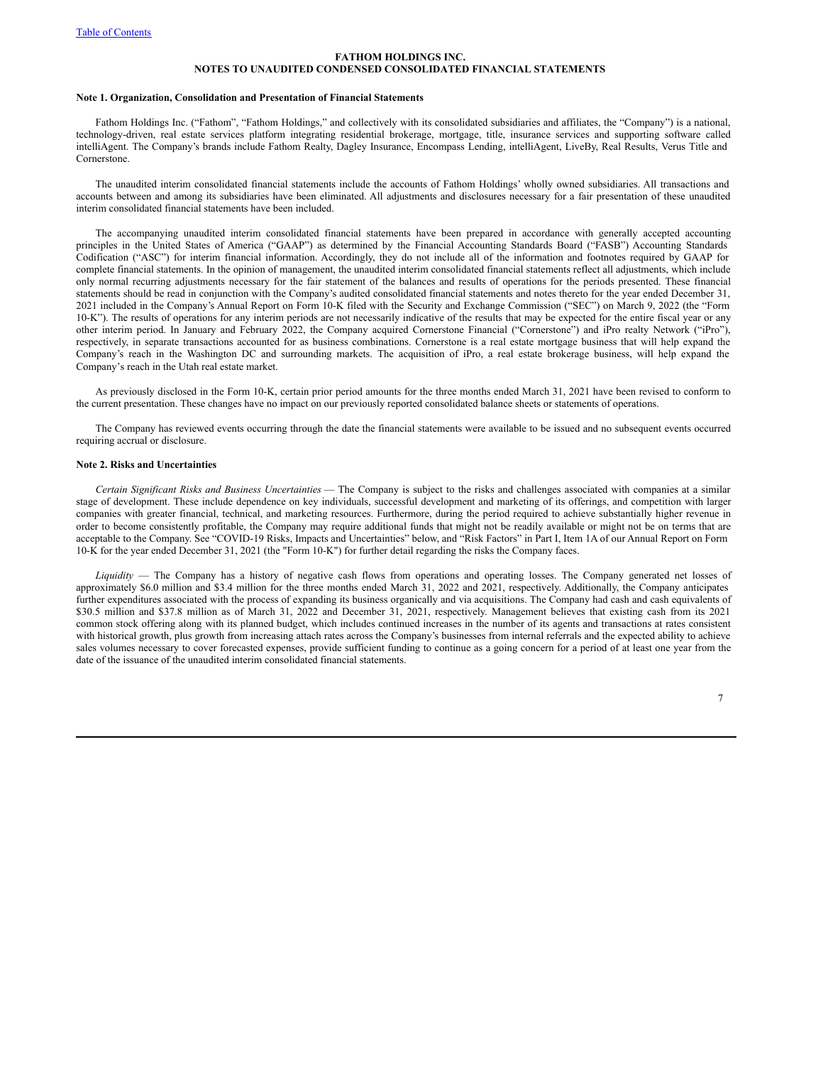**FATHOM HOLDINGS INC.**
**NOTES TO UNAUDITED CONDENSED CONSOLIDATED FINANCIAL STATEMENTS**

**Note 1. Organization, Consolidation and Presentation of Financial Statements**

Fathom Holdings Inc. ("Fathom", "Fathom Holdings," and collectively with its consolidated subsidiaries and affiliates, the "Company") is a national, technology-driven, real estate services platform integrating residential brokerage, mortgage, title, insurance services and supporting software called intelliAgent. The Company's brands include Fathom Realty, Dagley Insurance, Encompass Lending, intelliAgent, LiveBy, Real Results, Verus Title and Cornerstone.

The unaudited interim consolidated financial statements include the accounts of Fathom Holdings' wholly owned subsidiaries. All transactions and accounts between and among its subsidiaries have been eliminated. All adjustments and disclosures necessary for a fair presentation of these unaudited interim consolidated financial statements have been included.

The accompanying unaudited interim consolidated financial statements have been prepared in accordance with generally accepted accounting principles in the United States of America ("GAAP") as determined by the Financial Accounting Standards Board ("FASB") Accounting Standards Codification ("ASC") for interim financial information. Accordingly, they do not include all of the information and footnotes required by GAAP for complete financial statements. In the opinion of management, the unaudited interim consolidated financial statements reflect all adjustments, which include only normal recurring adjustments necessary for the fair statement of the balances and results of operations for the periods presented. These financial statements should be read in conjunction with the Company's audited consolidated financial statements and notes thereto for the year ended December 31, 2021 included in the Company's Annual Report on Form 10-K filed with the Security and Exchange Commission ("SEC") on March 9, 2022 (the "Form 10-K"). The results of operations for any interim periods are not necessarily indicative of the results that may be expected for the entire fiscal year or any other interim period. In January and February 2022, the Company acquired Cornerstone Financial ("Cornerstone") and iPro realty Network ("iPro"), respectively, in separate transactions accounted for as business combinations. Cornerstone is a real estate mortgage business that will help expand the Company's reach in the Washington DC and surrounding markets. The acquisition of iPro, a real estate brokerage business, will help expand the Company's reach in the Utah real estate market.

As previously disclosed in the Form 10-K, certain prior period amounts for the three months ended March 31, 2021 have been revised to conform to the current presentation. These changes have no impact on our previously reported consolidated balance sheets or statements of operations.

The Company has reviewed events occurring through the date the financial statements were available to be issued and no subsequent events occurred requiring accrual or disclosure.

**Note 2. Risks and Uncertainties**

*Certain Significant Risks and Business Uncertainties* — The Company is subject to the risks and challenges associated with companies at a similar stage of development. These include dependence on key individuals, successful development and marketing of its offerings, and competition with larger companies with greater financial, technical, and marketing resources. Furthermore, during the period required to achieve substantially higher revenue in order to become consistently profitable, the Company may require additional funds that might not be readily available or might not be on terms that are acceptable to the Company. See "COVID-19 Risks, Impacts and Uncertainties" below, and "Risk Factors" in Part I, Item 1A of our Annual Report on Form 10-K for the year ended December 31, 2021 (the "Form 10-K") for further detail regarding the risks the Company faces.

*Liquidity* — The Company has a history of negative cash flows from operations and operating losses. The Company generated net losses of approximately $6.0 million and $3.4 million for the three months ended March 31, 2022 and 2021, respectively. Additionally, the Company anticipates further expenditures associated with the process of expanding its business organically and via acquisitions. The Company had cash and cash equivalents of $30.5 million and $37.8 million as of March 31, 2022 and December 31, 2021, respectively. Management believes that existing cash from its 2021 common stock offering along with its planned budget, which includes continued increases in the number of its agents and transactions at rates consistent with historical growth, plus growth from increasing attach rates across the Company's businesses from internal referrals and the expected ability to achieve sales volumes necessary to cover forecasted expenses, provide sufficient funding to continue as a going concern for a period of at least one year from the date of the issuance of the unaudited interim consolidated financial statements.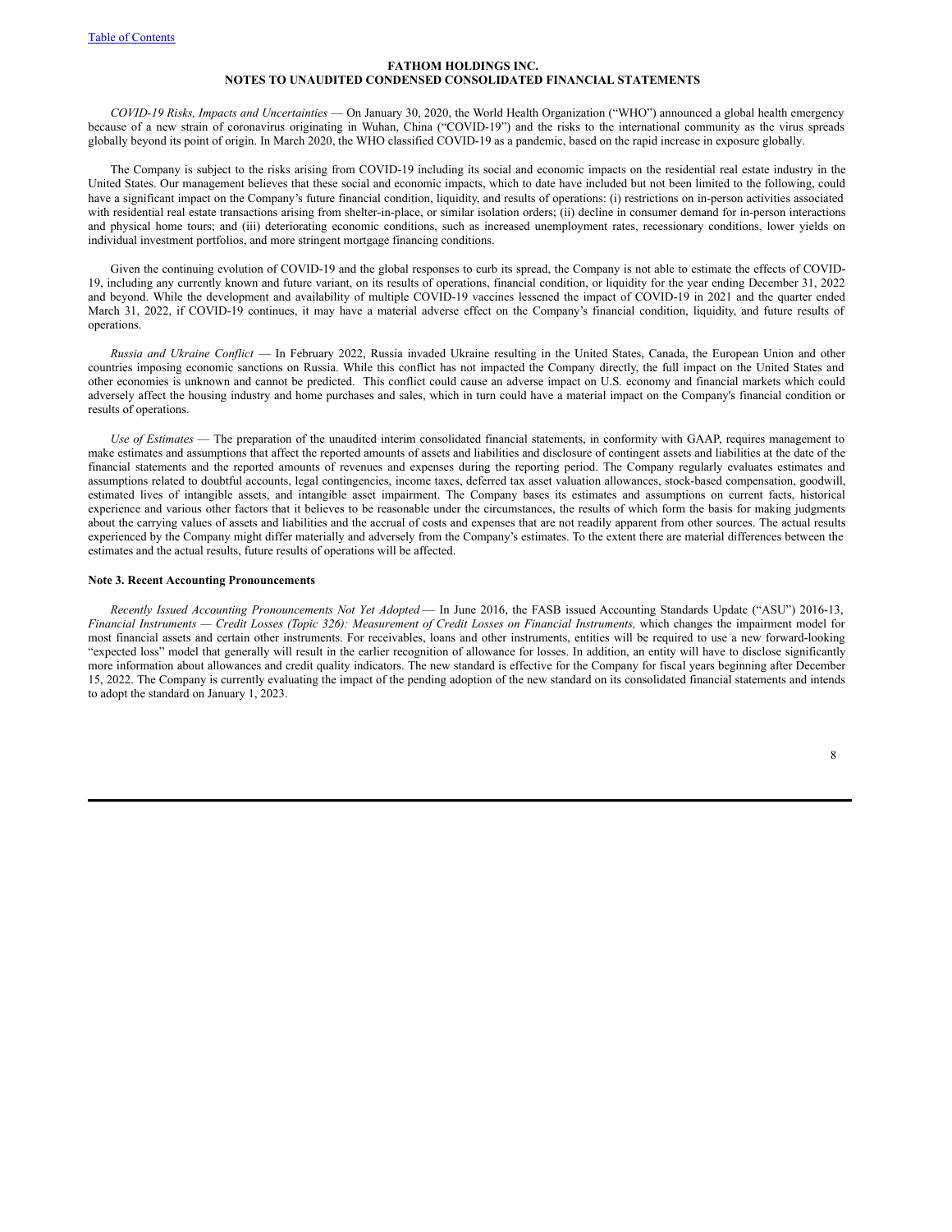**FATHOM HOLDINGS INC.**
**NOTES TO UNAUDITED CONDENSED CONSOLIDATED FINANCIAL STATEMENTS**

*COVID-19 Risks, Impacts and Uncertainties* — On January 30, 2020, the World Health Organization ("WHO") announced a global health emergency because of a new strain of coronavirus originating in Wuhan, China ("COVID-19") and the risks to the international community as the virus spreads globally beyond its point of origin. In March 2020, the WHO classified COVID-19 as a pandemic, based on the rapid increase in exposure globally.

The Company is subject to the risks arising from COVID-19 including its social and economic impacts on the residential real estate industry in the United States. Our management believes that these social and economic impacts, which to date have included but not been limited to the following, could have a significant impact on the Company's future financial condition, liquidity, and results of operations: (i) restrictions on in-person activities associated with residential real estate transactions arising from shelter-in-place, or similar isolation orders; (ii) decline in consumer demand for in-person interactions and physical home tours; and (iii) deteriorating economic conditions, such as increased unemployment rates, recessionary conditions, lower yields on individual investment portfolios, and more stringent mortgage financing conditions.

Given the continuing evolution of COVID-19 and the global responses to curb its spread, the Company is not able to estimate the effects of COVID-19, including any currently known and future variant, on its results of operations, financial condition, or liquidity for the year ending December 31, 2022 and beyond. While the development and availability of multiple COVID-19 vaccines lessened the impact of COVID-19 in 2021 and the quarter ended March 31, 2022, if COVID-19 continues, it may have a material adverse effect on the Company's financial condition, liquidity, and future results of operations.

*Russia and Ukraine Conflict* — In February 2022, Russia invaded Ukraine resulting in the United States, Canada, the European Union and other countries imposing economic sanctions on Russia. While this conflict has not impacted the Company directly, the full impact on the United States and other economies is unknown and cannot be predicted. This conflict could cause an adverse impact on U.S. economy and financial markets which could adversely affect the housing industry and home purchases and sales, which in turn could have a material impact on the Company's financial condition or results of operations.

*Use of Estimates* — The preparation of the unaudited interim consolidated financial statements, in conformity with GAAP, requires management to make estimates and assumptions that affect the reported amounts of assets and liabilities and disclosure of contingent assets and liabilities at the date of the financial statements and the reported amounts of revenues and expenses during the reporting period. The Company regularly evaluates estimates and assumptions related to doubtful accounts, legal contingencies, income taxes, deferred tax asset valuation allowances, stock-based compensation, goodwill, estimated lives of intangible assets, and intangible asset impairment. The Company bases its estimates and assumptions on current facts, historical experience and various other factors that it believes to be reasonable under the circumstances, the results of which form the basis for making judgments about the carrying values of assets and liabilities and the accrual of costs and expenses that are not readily apparent from other sources. The actual results experienced by the Company might differ materially and adversely from the Company's estimates. To the extent there are material differences between the estimates and the actual results, future results of operations will be affected.

**Note 3. Recent Accounting Pronouncements**

*Recently Issued Accounting Pronouncements Not Yet Adopted* — In June 2016, the FASB issued Accounting Standards Update ("ASU") 2016-13, *Financial Instruments — Credit Losses (Topic 326): Measurement of Credit Losses on Financial Instruments,* which changes the impairment model for most financial assets and certain other instruments. For receivables, loans and other instruments, entities will be required to use a new forward-looking "expected loss" model that generally will result in the earlier recognition of allowance for losses. In addition, an entity will have to disclose significantly more information about allowances and credit quality indicators. The new standard is effective for the Company for fiscal years beginning after December 15, 2022. The Company is currently evaluating the impact of the pending adoption of the new standard on its consolidated financial statements and intends to adopt the standard on January 1, 2023.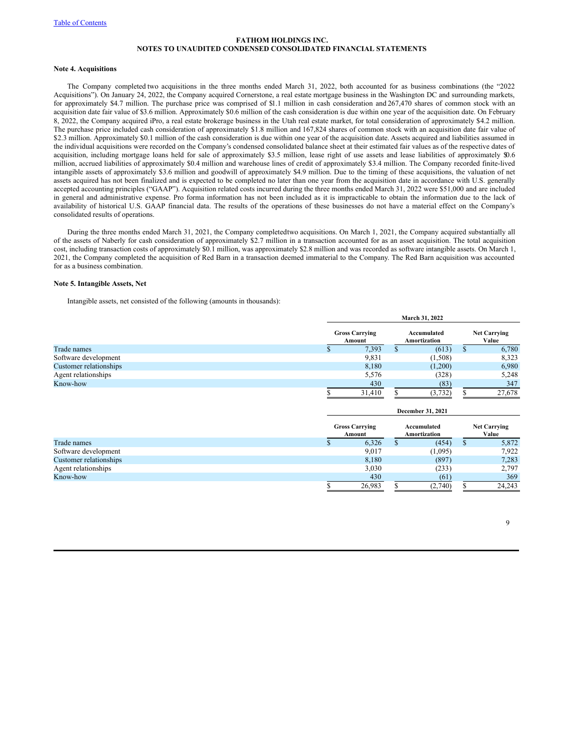"Table of Contents" link at top — this is a running header repeated on every page; omit.

**FATHOM HOLDINGS INC.**
**NOTES TO UNAUDITED CONDENSED CONSOLIDATED FINANCIAL STATEMENTS**

### Note 4. Acquisitions

The Company completed two acquisitions in the three months ended March 31, 2022, both accounted for as business combinations (the "2022 Acquisitions"). On January 24, 2022, the Company acquired Cornerstone, a real estate mortgage business in the Washington DC and surrounding markets, for approximately $4.7 million. The purchase price was comprised of $1.1 million in cash consideration and 267,470 shares of common stock with an acquisition date fair value of $3.6 million. Approximately $0.6 million of the cash consideration is due within one year of the acquisition date. On February 8, 2022, the Company acquired iPro, a real estate brokerage business in the Utah real estate market, for total consideration of approximately $4.2 million. The purchase price included cash consideration of approximately $1.8 million and 167,824 shares of common stock with an acquisition date fair value of $2.3 million. Approximately $0.1 million of the cash consideration is due within one year of the acquisition date. Assets acquired and liabilities assumed in the individual acquisitions were recorded on the Company's condensed consolidated balance sheet at their estimated fair values as of the respective dates of acquisition, including mortgage loans held for sale of approximately $3.5 million, lease right of use assets and lease liabilities of approximately $0.6 million, accrued liabilities of approximately $0.4 million and warehouse lines of credit of approximately $3.4 million. The Company recorded finite-lived intangible assets of approximately $3.6 million and goodwill of approximately $4.9 million. Due to the timing of these acquisitions, the valuation of net assets acquired has not been finalized and is expected to be completed no later than one year from the acquisition date in accordance with U.S. generally accepted accounting principles ("GAAP"). Acquisition related costs incurred during the three months ended March 31, 2022 were $51,000 and are included in general and administrative expense. Pro forma information has not been included as it is impracticable to obtain the information due to the lack of availability of historical U.S. GAAP financial data. The results of the operations of these businesses do not have a material effect on the Company's consolidated results of operations.

During the three months ended March 31, 2021, the Company completed two acquisitions. On March 1, 2021, the Company acquired substantially all of the assets of Naberly for cash consideration of approximately $2.7 million in a transaction accounted for as an asset acquisition. The total acquisition cost, including transaction costs of approximately $0.1 million, was approximately $2.8 million and was recorded as software intangible assets. On March 1, 2021, the Company completed the acquisition of Red Barn in a transaction deemed immaterial to the Company. The Red Barn acquisition was accounted for as a business combination.

### Note 5. Intangible Assets, Net

Intangible assets, net consisted of the following (amounts in thousands):

| | March 31, 2022 | | |
|---|---|---|---|
| | Gross Carrying Amount | Accumulated Amortization | Net Carrying Value |
| Trade names | $ 7,393 | $ (613) | $ 6,780 |
| Software development | 9,831 | (1,508) | 8,323 |
| Customer relationships | 8,180 | (1,200) | 6,980 |
| Agent relationships | 5,576 | (328) | 5,248 |
| Know-how | 430 | (83) | 347 |
| | $ 31,410 | $ (3,732) | $ 27,678 |

| | December 31, 2021 | | |
|---|---|---|---|
| | Gross Carrying Amount | Accumulated Amortization | Net Carrying Value |
| Trade names | $ 6,326 | $ (454) | $ 5,872 |
| Software development | 9,017 | (1,095) | 7,922 |
| Customer relationships | 8,180 | (897) | 7,283 |
| Agent relationships | 3,030 | (233) | 2,797 |
| Know-how | 430 | (61) | 369 |
| | $ 26,983 | $ (2,740) | $ 24,243 |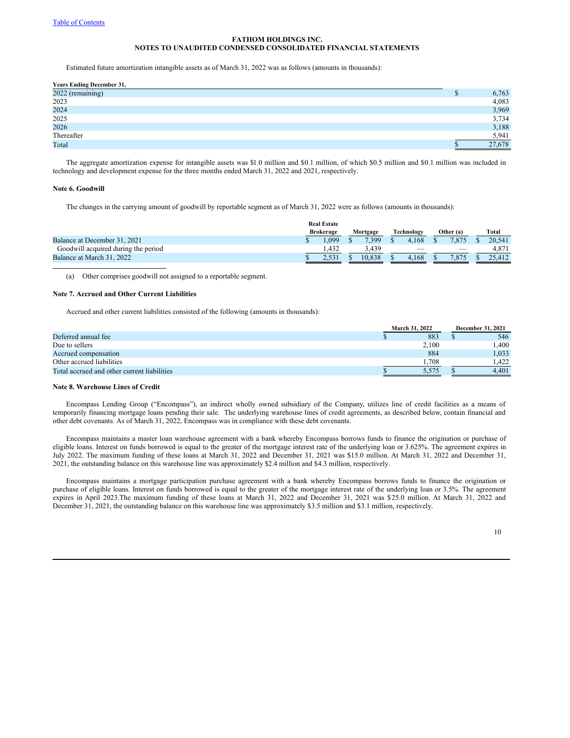Estimated future amortization intangible assets as of March 31, 2022 was as follows (amounts in thousands):

| Years Ending December 31, | |
|---|---|
| 2022 (remaining) | $ 6,763 |
| 2023 | 4,083 |
| 2024 | 3,969 |
| 2025 | 3,734 |
| 2026 | 3,188 |
| Thereafter | 5,941 |
| Total | $ 27,678 |

The aggregate amortization expense for intangible assets was $1.0 million and $0.1 million, of which $0.5 million and $0.1 million was included in technology and development expense for the three months ended March 31, 2022 and 2021, respectively.

### Note 6. Goodwill

The changes in the carrying amount of goodwill by reportable segment as of March 31, 2022 were as follows (amounts in thousands):

| | Real Estate Brokerage | Mortgage | Technology | Other (a) | Total |
|---|---|---|---|---|---|
| Balance at December 31, 2021 | $ 1,099 | $ 7,399 | $ 4,168 | $ 7,875 | $ 20,541 |
| Goodwill acquired during the period | 1,432 | 3,439 | — | — | 4,871 |
| Balance at March 31, 2022 | $ 2,531 | $ 10,838 | $ 4,168 | $ 7,875 | $ 25,412 |

(a) Other comprises goodwill not assigned to a reportable segment.

### Note 7. Accrued and Other Current Liabilities

Accrued and other current liabilities consisted of the following (amounts in thousands):

| | March 31, 2022 | December 31, 2021 |
|---|---|---|
| Deferred annual fee | $ 883 | $ 546 |
| Due to sellers | 2,100 | 1,400 |
| Accrued compensation | 884 | 1,033 |
| Other accrued liabilities | 1,708 | 1,422 |
| Total accrued and other current liabilities | $ 5,575 | $ 4,401 |

### Note 8. Warehouse Lines of Credit

Encompass Lending Group ("Encompass"), an indirect wholly owned subsidiary of the Company, utilizes line of credit facilities as a means of temporarily financing mortgage loans pending their sale. The underlying warehouse lines of credit agreements, as described below, contain financial and other debt covenants. As of March 31, 2022, Encompass was in compliance with these debt covenants.

Encompass maintains a master loan warehouse agreement with a bank whereby Encompass borrows funds to finance the origination or purchase of eligible loans. Interest on funds borrowed is equal to the greater of the mortgage interest rate of the underlying loan or 3.625%. The agreement expires in July 2022. The maximum funding of these loans at March 31, 2022 and December 31, 2021 was $15.0 million. At March 31, 2022 and December 31, 2021, the outstanding balance on this warehouse line was approximately $2.4 million and $4.3 million, respectively.

Encompass maintains a mortgage participation purchase agreement with a bank whereby Encompass borrows funds to finance the origination or purchase of eligible loans. Interest on funds borrowed is equal to the greater of the mortgage interest rate of the underlying loan or 3.5%. The agreement expires in April 2023.The maximum funding of these loans at March 31, 2022 and December 31, 2021 was $25.0 million. At March 31, 2022 and December 31, 2021, the outstanding balance on this warehouse line was approximately $3.5 million and $3.1 million, respectively.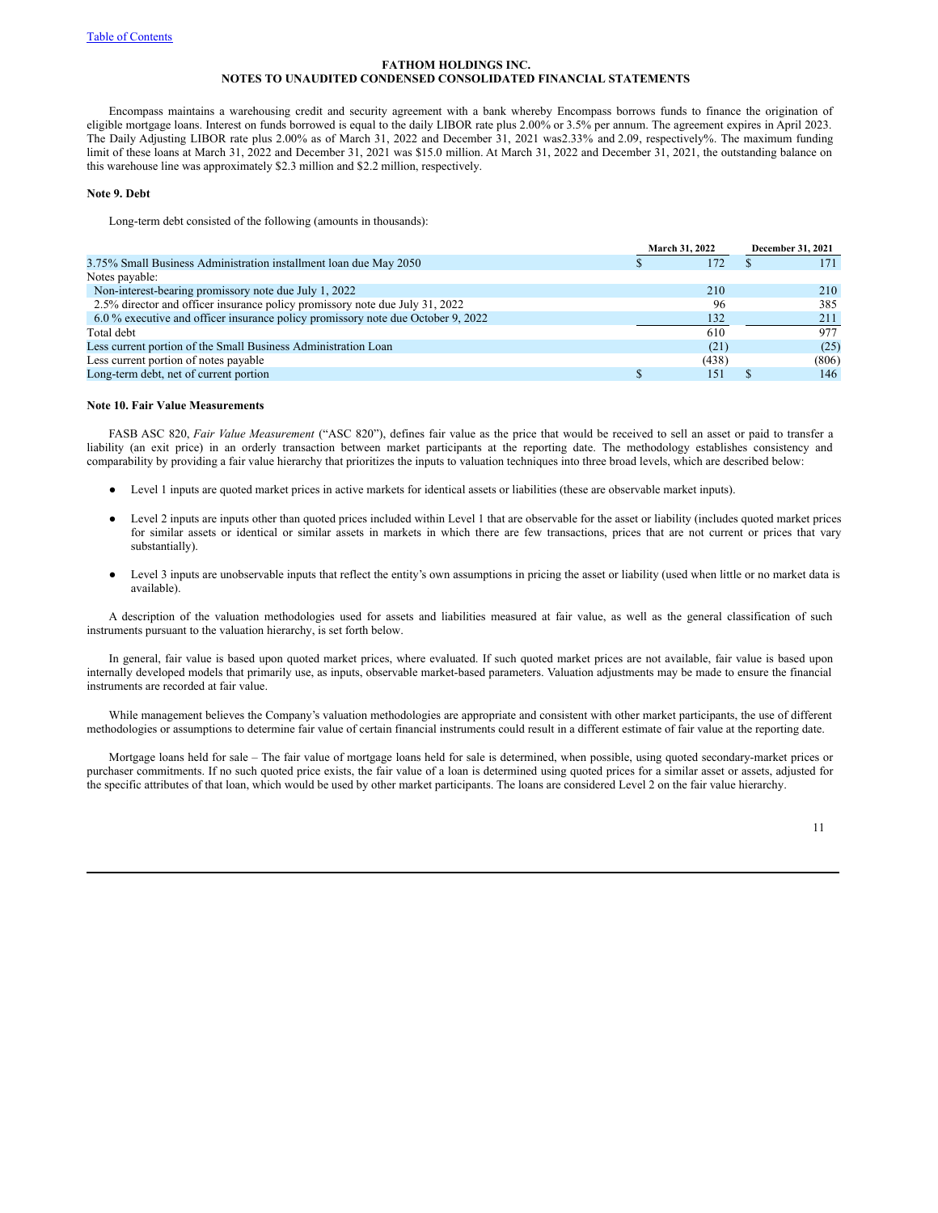FATHOM HOLDINGS INC.
NOTES TO UNAUDITED CONDENSED CONSOLIDATED FINANCIAL STATEMENTS

Encompass maintains a warehousing credit and security agreement with a bank whereby Encompass borrows funds to finance the origination of eligible mortgage loans. Interest on funds borrowed is equal to the daily LIBOR rate plus 2.00% or 3.5% per annum. The agreement expires in April 2023. The Daily Adjusting LIBOR rate plus 2.00% as of March 31, 2022 and December 31, 2021 was2.33% and 2.09, respectively%. The maximum funding limit of these loans at March 31, 2022 and December 31, 2021 was $15.0 million. At March 31, 2022 and December 31, 2021, the outstanding balance on this warehouse line was approximately $2.3 million and $2.2 million, respectively.

**Note 9. Debt**

Long-term debt consisted of the following (amounts in thousands):

| | March 31, 2022 | December 31, 2021 |
|---|---|---|
| 3.75% Small Business Administration installment loan due May 2050 | $ 172 | $ 171 |
| Notes payable: | | |
| Non-interest-bearing promissory note due July 1, 2022 | 210 | 210 |
| 2.5% director and officer insurance policy promissory note due July 31, 2022 | 96 | 385 |
| 6.0 % executive and officer insurance policy promissory note due October 9, 2022 | 132 | 211 |
| Total debt | 610 | 977 |
| Less current portion of the Small Business Administration Loan | (21) | (25) |
| Less current portion of notes payable | (438) | (806) |
| Long-term debt, net of current portion | $ 151 | $ 146 |

**Note 10. Fair Value Measurements**

FASB ASC 820, *Fair Value Measurement* ("ASC 820"), defines fair value as the price that would be received to sell an asset or paid to transfer a liability (an exit price) in an orderly transaction between market participants at the reporting date. The methodology establishes consistency and comparability by providing a fair value hierarchy that prioritizes the inputs to valuation techniques into three broad levels, which are described below:

- Level 1 inputs are quoted market prices in active markets for identical assets or liabilities (these are observable market inputs).
- Level 2 inputs are inputs other than quoted prices included within Level 1 that are observable for the asset or liability (includes quoted market prices for similar assets or identical or similar assets in markets in which there are few transactions, prices that are not current or prices that vary substantially).
- Level 3 inputs are unobservable inputs that reflect the entity's own assumptions in pricing the asset or liability (used when little or no market data is available).

A description of the valuation methodologies used for assets and liabilities measured at fair value, as well as the general classification of such instruments pursuant to the valuation hierarchy, is set forth below.

In general, fair value is based upon quoted market prices, where evaluated. If such quoted market prices are not available, fair value is based upon internally developed models that primarily use, as inputs, observable market-based parameters. Valuation adjustments may be made to ensure the financial instruments are recorded at fair value.

While management believes the Company's valuation methodologies are appropriate and consistent with other market participants, the use of different methodologies or assumptions to determine fair value of certain financial instruments could result in a different estimate of fair value at the reporting date.

Mortgage loans held for sale – The fair value of mortgage loans held for sale is determined, when possible, using quoted secondary-market prices or purchaser commitments. If no such quoted price exists, the fair value of a loan is determined using quoted prices for a similar asset or assets, adjusted for the specific attributes of that loan, which would be used by other market participants. The loans are considered Level 2 on the fair value hierarchy.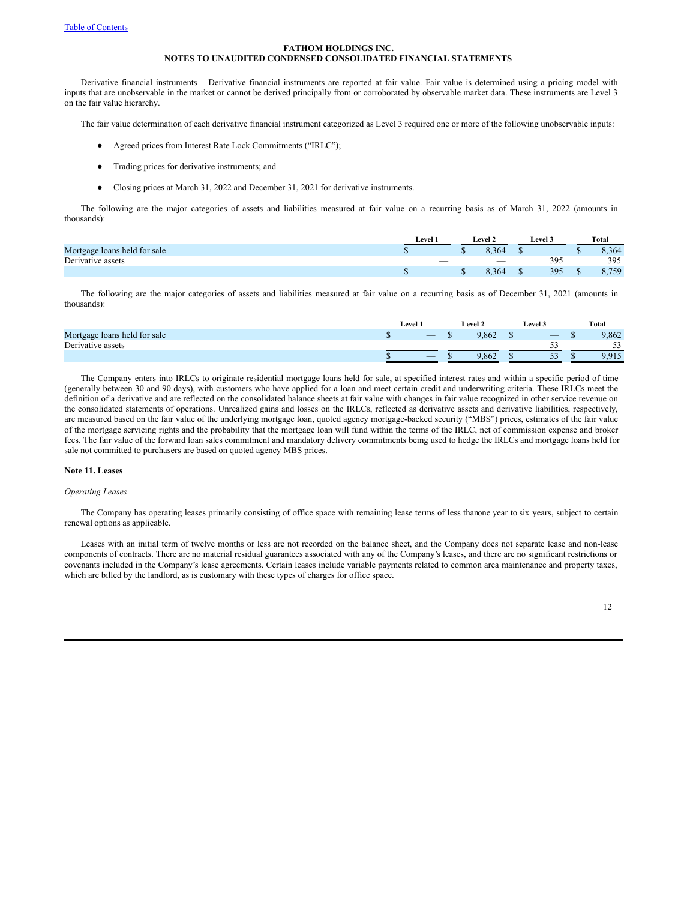FATHOM HOLDINGS INC.
NOTES TO UNAUDITED CONDENSED CONSOLIDATED FINANCIAL STATEMENTS

Derivative financial instruments – Derivative financial instruments are reported at fair value. Fair value is determined using a pricing model with inputs that are unobservable in the market or cannot be derived principally from or corroborated by observable market data. These instruments are Level 3 on the fair value hierarchy.

The fair value determination of each derivative financial instrument categorized as Level 3 required one or more of the following unobservable inputs:

- Agreed prices from Interest Rate Lock Commitments ("IRLC");
- Trading prices for derivative instruments; and
- Closing prices at March 31, 2022 and December 31, 2021 for derivative instruments.

The following are the major categories of assets and liabilities measured at fair value on a recurring basis as of March 31, 2022 (amounts in thousands):

| | Level 1 | Level 2 | Level 3 | Total |
|---|---|---|---|---|
| Mortgage loans held for sale | $ — | $ 8,364 | $ — | $ 8,364 |
| Derivative assets | — | — | 395 | 395 |
| | $ — | $ 8,364 | $ 395 | $ 8,759 |

The following are the major categories of assets and liabilities measured at fair value on a recurring basis as of December 31, 2021 (amounts in thousands):

| | Level 1 | Level 2 | Level 3 | Total |
|---|---|---|---|---|
| Mortgage loans held for sale | $ — | $ 9,862 | $ — | $ 9,862 |
| Derivative assets | — | — | 53 | 53 |
| | $ — | $ 9,862 | $ 53 | $ 9,915 |

The Company enters into IRLCs to originate residential mortgage loans held for sale, at specified interest rates and within a specific period of time (generally between 30 and 90 days), with customers who have applied for a loan and meet certain credit and underwriting criteria. These IRLCs meet the definition of a derivative and are reflected on the consolidated balance sheets at fair value with changes in fair value recognized in other service revenue on the consolidated statements of operations. Unrealized gains and losses on the IRLCs, reflected as derivative assets and derivative liabilities, respectively, are measured based on the fair value of the underlying mortgage loan, quoted agency mortgage-backed security ("MBS") prices, estimates of the fair value of the mortgage servicing rights and the probability that the mortgage loan will fund within the terms of the IRLC, net of commission expense and broker fees. The fair value of the forward loan sales commitment and mandatory delivery commitments being used to hedge the IRLCs and mortgage loans held for sale not committed to purchasers are based on quoted agency MBS prices.

## Note 11. Leases

*Operating Leases*

The Company has operating leases primarily consisting of office space with remaining lease terms of less than one year to six years, subject to certain renewal options as applicable.

Leases with an initial term of twelve months or less are not recorded on the balance sheet, and the Company does not separate lease and non-lease components of contracts. There are no material residual guarantees associated with any of the Company's leases, and there are no significant restrictions or covenants included in the Company's lease agreements. Certain leases include variable payments related to common area maintenance and property taxes, which are billed by the landlord, as is customary with these types of charges for office space.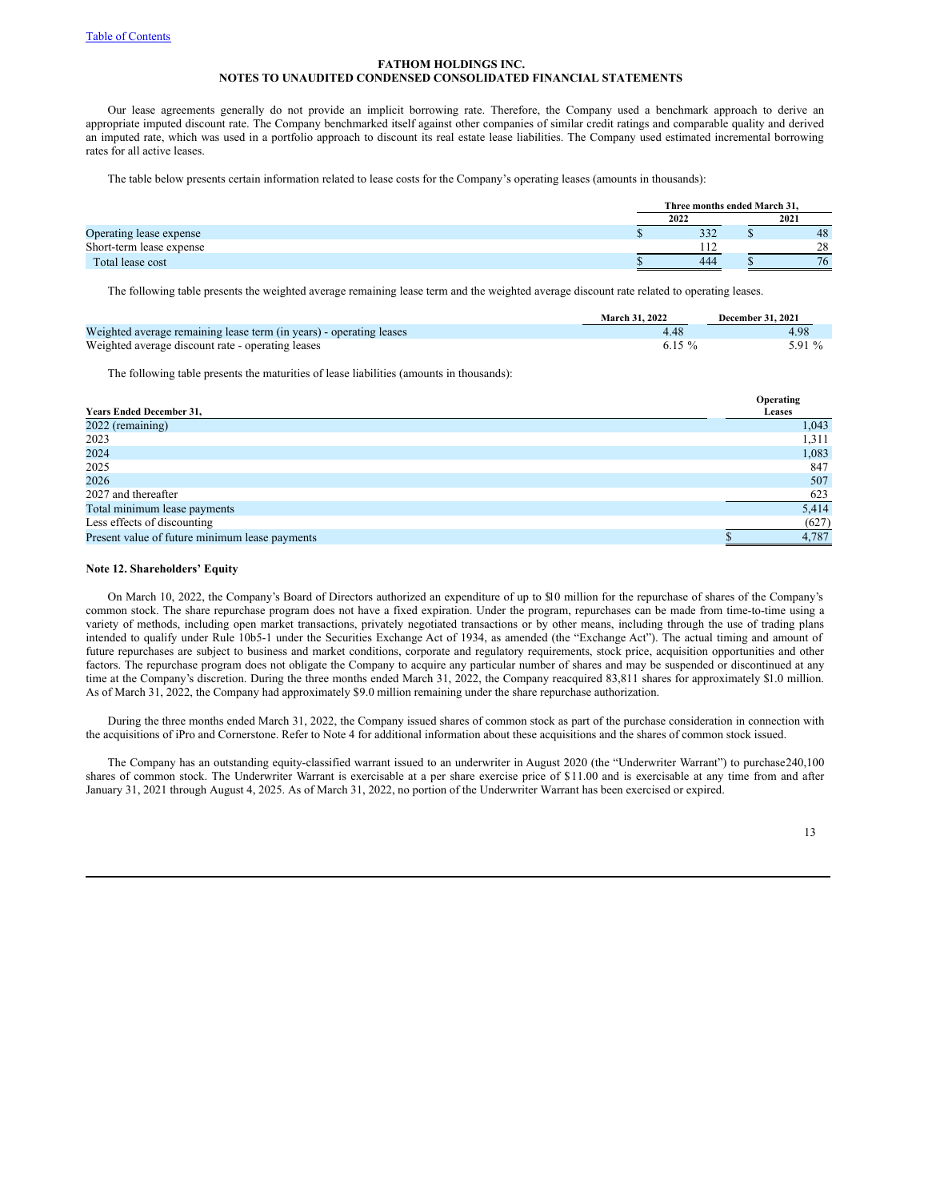FATHOM HOLDINGS INC.
NOTES TO UNAUDITED CONDENSED CONSOLIDATED FINANCIAL STATEMENTS

Our lease agreements generally do not provide an implicit borrowing rate. Therefore, the Company used a benchmark approach to derive an appropriate imputed discount rate. The Company benchmarked itself against other companies of similar credit ratings and comparable quality and derived an imputed rate, which was used in a portfolio approach to discount its real estate lease liabilities. The Company used estimated incremental borrowing rates for all active leases.

The table below presents certain information related to lease costs for the Company's operating leases (amounts in thousands):

| | Three months ended March 31, | |
|---|---|---|
| | 2022 | 2021 |
| Operating lease expense | $ 332 | $ 48 |
| Short-term lease expense | 112 | 28 |
| Total lease cost | $ 444 | $ 76 |

The following table presents the weighted average remaining lease term and the weighted average discount rate related to operating leases.

| | March 31, 2022 | December 31, 2021 |
|---|---|---|
| Weighted average remaining lease term (in years) - operating leases | 4.48 | 4.98 |
| Weighted average discount rate - operating leases | 6.15 % | 5.91 % |

The following table presents the maturities of lease liabilities (amounts in thousands):

| Years Ended December 31, | Operating Leases |
|---|---|
| 2022 (remaining) | 1,043 |
| 2023 | 1,311 |
| 2024 | 1,083 |
| 2025 | 847 |
| 2026 | 507 |
| 2027 and thereafter | 623 |
| Total minimum lease payments | 5,414 |
| Less effects of discounting | (627) |
| Present value of future minimum lease payments | $ 4,787 |

**Note 12. Shareholders' Equity**

On March 10, 2022, the Company's Board of Directors authorized an expenditure of up to $10 million for the repurchase of shares of the Company's common stock. The share repurchase program does not have a fixed expiration. Under the program, repurchases can be made from time-to-time using a variety of methods, including open market transactions, privately negotiated transactions or by other means, including through the use of trading plans intended to qualify under Rule 10b5-1 under the Securities Exchange Act of 1934, as amended (the "Exchange Act"). The actual timing and amount of future repurchases are subject to business and market conditions, corporate and regulatory requirements, stock price, acquisition opportunities and other factors. The repurchase program does not obligate the Company to acquire any particular number of shares and may be suspended or discontinued at any time at the Company's discretion. During the three months ended March 31, 2022, the Company reacquired 83,811 shares for approximately $1.0 million. As of March 31, 2022, the Company had approximately $9.0 million remaining under the share repurchase authorization.

During the three months ended March 31, 2022, the Company issued shares of common stock as part of the purchase consideration in connection with the acquisitions of iPro and Cornerstone. Refer to Note 4 for additional information about these acquisitions and the shares of common stock issued.

The Company has an outstanding equity-classified warrant issued to an underwriter in August 2020 (the "Underwriter Warrant") to purchase 240,100 shares of common stock. The Underwriter Warrant is exercisable at a per share exercise price of $11.00 and is exercisable at any time from and after January 31, 2021 through August 4, 2025. As of March 31, 2022, no portion of the Underwriter Warrant has been exercised or expired.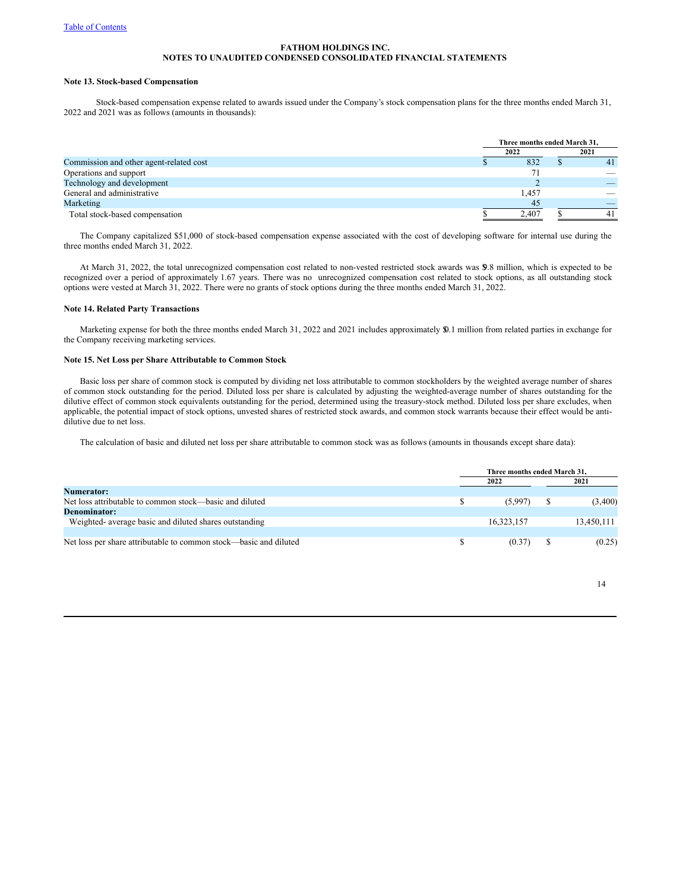**FATHOM HOLDINGS INC.**
**NOTES TO UNAUDITED CONDENSED CONSOLIDATED FINANCIAL STATEMENTS**

**Note 13. Stock-based Compensation**

Stock-based compensation expense related to awards issued under the Company's stock compensation plans for the three months ended March 31, 2022 and 2021 was as follows (amounts in thousands):

| | Three months ended March 31, | |
|---|---|---|
| | 2022 | 2021 |
| Commission and other agent-related cost | $ 832 | $ 41 |
| Operations and support | 71 | — |
| Technology and development | 2 | — |
| General and administrative | 1,457 | — |
| Marketing | 45 | — |
| Total stock-based compensation | $ 2,407 | $ 41 |

The Company capitalized $51,000 of stock-based compensation expense associated with the cost of developing software for internal use during the three months ended March 31, 2022.

At March 31, 2022, the total unrecognized compensation cost related to non-vested restricted stock awards was $9.8 million, which is expected to be recognized over a period of approximately 1.67 years. There was no unrecognized compensation cost related to stock options, as all outstanding stock options were vested at March 31, 2022. There were no grants of stock options during the three months ended March 31, 2022.

**Note 14. Related Party Transactions**

Marketing expense for both the three months ended March 31, 2022 and 2021 includes approximately $0.1 million from related parties in exchange for the Company receiving marketing services.

**Note 15. Net Loss per Share Attributable to Common Stock**

Basic loss per share of common stock is computed by dividing net loss attributable to common stockholders by the weighted average number of shares of common stock outstanding for the period. Diluted loss per share is calculated by adjusting the weighted-average number of shares outstanding for the dilutive effect of common stock equivalents outstanding for the period, determined using the treasury-stock method. Diluted loss per share excludes, when applicable, the potential impact of stock options, unvested shares of restricted stock awards, and common stock warrants because their effect would be anti-dilutive due to net loss.

The calculation of basic and diluted net loss per share attributable to common stock was as follows (amounts in thousands except share data):

| | Three months ended March 31, | |
|---|---|---|
| | 2022 | 2021 |
| **Numerator:** | | |
| Net loss attributable to common stock—basic and diluted | $ (5,997) | $ (3,400) |
| **Denominator:** | | |
| Weighted- average basic and diluted shares outstanding | 16,323,157 | 13,450,111 |
| Net loss per share attributable to common stock—basic and diluted | $ (0.37) | $ (0.25) |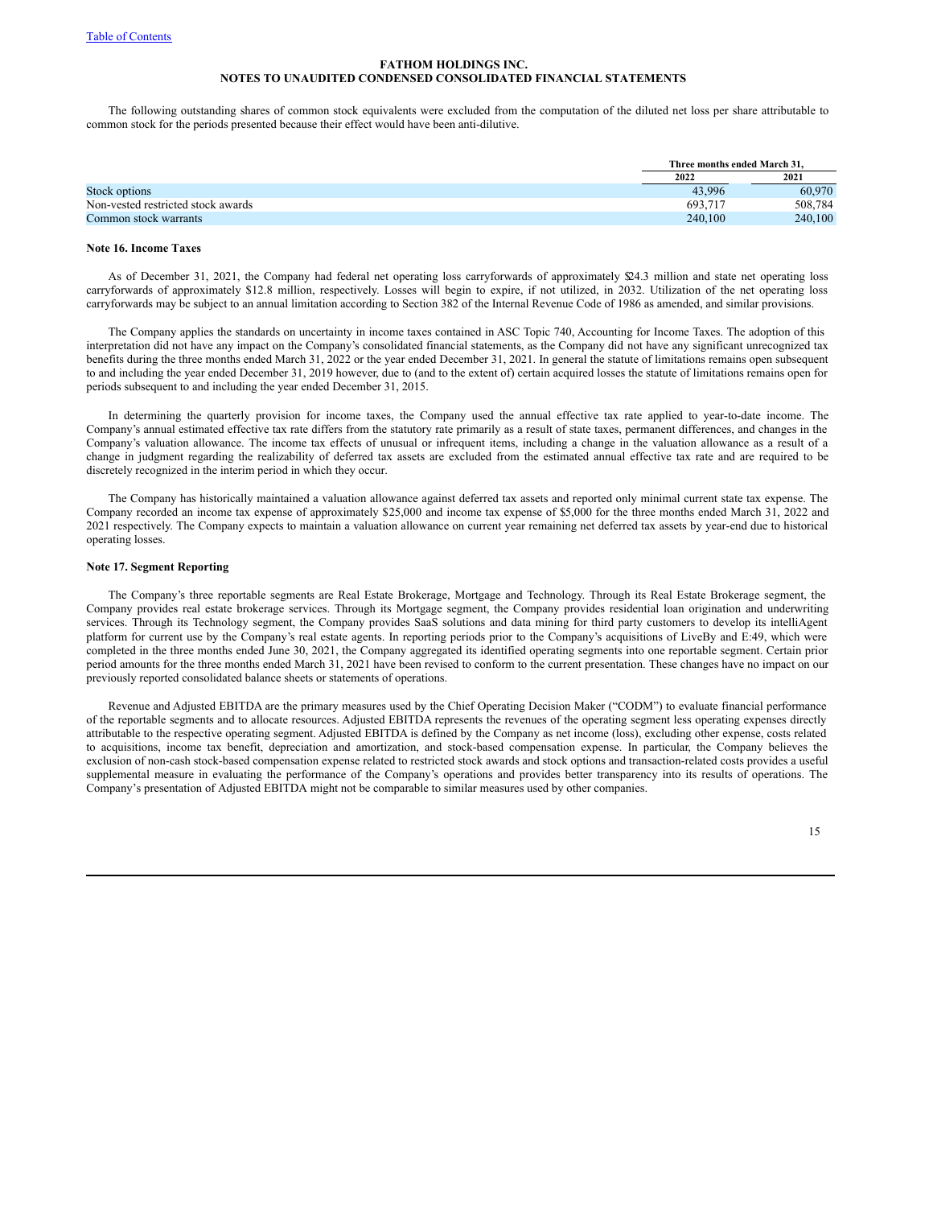The following outstanding shares of common stock equivalents were excluded from the computation of the diluted net loss per share attributable to common stock for the periods presented because their effect would have been anti-dilutive.

| | Three months ended March 31, | |
|---|---|---|
| | 2022 | 2021 |
| Stock options | 43,996 | 60,970 |
| Non-vested restricted stock awards | 693,717 | 508,784 |
| Common stock warrants | 240,100 | 240,100 |

**Note 16. Income Taxes**

As of December 31, 2021, the Company had federal net operating loss carryforwards of approximately $24.3 million and state net operating loss carryforwards of approximately $12.8 million, respectively. Losses will begin to expire, if not utilized, in 2032. Utilization of the net operating loss carryforwards may be subject to an annual limitation according to Section 382 of the Internal Revenue Code of 1986 as amended, and similar provisions.

The Company applies the standards on uncertainty in income taxes contained in ASC Topic 740, Accounting for Income Taxes. The adoption of this interpretation did not have any impact on the Company's consolidated financial statements, as the Company did not have any significant unrecognized tax benefits during the three months ended March 31, 2022 or the year ended December 31, 2021. In general the statute of limitations remains open subsequent to and including the year ended December 31, 2019 however, due to (and to the extent of) certain acquired losses the statute of limitations remains open for periods subsequent to and including the year ended December 31, 2015.

In determining the quarterly provision for income taxes, the Company used the annual effective tax rate applied to year-to-date income. The Company's annual estimated effective tax rate differs from the statutory rate primarily as a result of state taxes, permanent differences, and changes in the Company's valuation allowance. The income tax effects of unusual or infrequent items, including a change in the valuation allowance as a result of a change in judgment regarding the realizability of deferred tax assets are excluded from the estimated annual effective tax rate and are required to be discretely recognized in the interim period in which they occur.

The Company has historically maintained a valuation allowance against deferred tax assets and reported only minimal current state tax expense. The Company recorded an income tax expense of approximately $25,000 and income tax expense of $5,000 for the three months ended March 31, 2022 and 2021 respectively. The Company expects to maintain a valuation allowance on current year remaining net deferred tax assets by year-end due to historical operating losses.

**Note 17. Segment Reporting**

The Company's three reportable segments are Real Estate Brokerage, Mortgage and Technology. Through its Real Estate Brokerage segment, the Company provides real estate brokerage services. Through its Mortgage segment, the Company provides residential loan origination and underwriting services. Through its Technology segment, the Company provides SaaS solutions and data mining for third party customers to develop its intelliAgent platform for current use by the Company's real estate agents. In reporting periods prior to the Company's acquisitions of LiveBy and E:49, which were completed in the three months ended June 30, 2021, the Company aggregated its identified operating segments into one reportable segment. Certain prior period amounts for the three months ended March 31, 2021 have been revised to conform to the current presentation. These changes have no impact on our previously reported consolidated balance sheets or statements of operations.

Revenue and Adjusted EBITDA are the primary measures used by the Chief Operating Decision Maker ("CODM") to evaluate financial performance of the reportable segments and to allocate resources. Adjusted EBITDA represents the revenues of the operating segment less operating expenses directly attributable to the respective operating segment. Adjusted EBITDA is defined by the Company as net income (loss), excluding other expense, costs related to acquisitions, income tax benefit, depreciation and amortization, and stock-based compensation expense. In particular, the Company believes the exclusion of non-cash stock-based compensation expense related to restricted stock awards and stock options and transaction-related costs provides a useful supplemental measure in evaluating the performance of the Company's operations and provides better transparency into its results of operations. The Company's presentation of Adjusted EBITDA might not be comparable to similar measures used by other companies.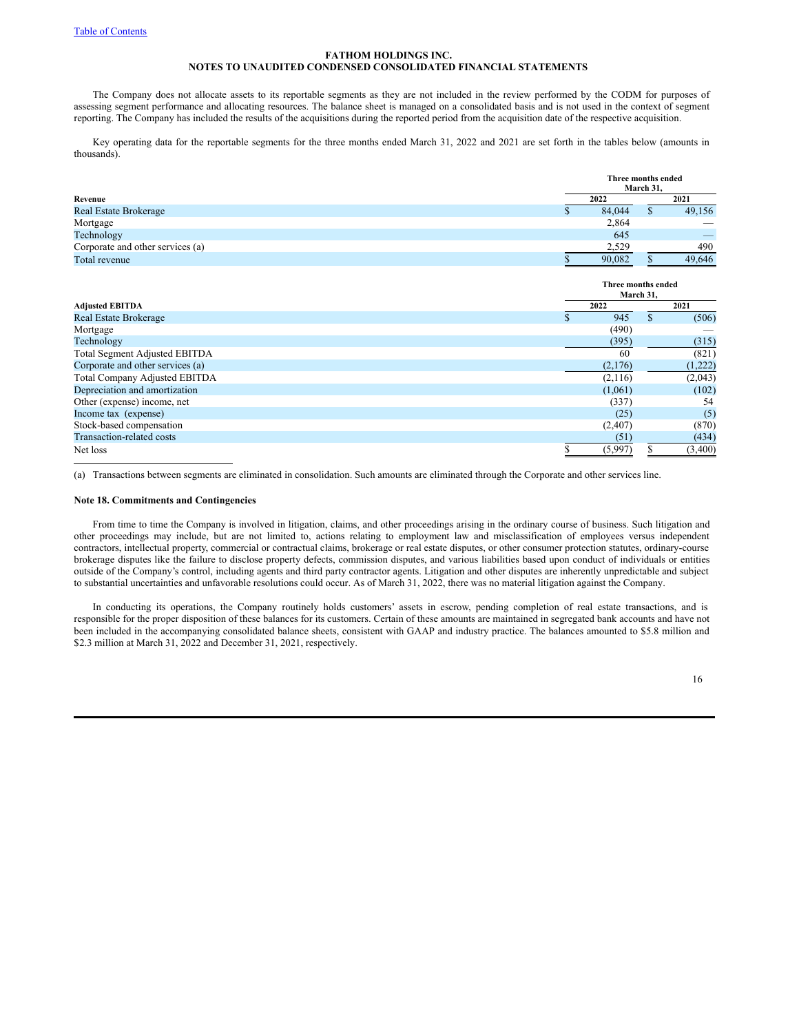FATHOM HOLDINGS INC.
NOTES TO UNAUDITED CONDENSED CONSOLIDATED FINANCIAL STATEMENTS

The Company does not allocate assets to its reportable segments as they are not included in the review performed by the CODM for purposes of assessing segment performance and allocating resources. The balance sheet is managed on a consolidated basis and is not used in the context of segment reporting. The Company has included the results of the acquisitions during the reported period from the acquisition date of the respective acquisition.

Key operating data for the reportable segments for the three months ended March 31, 2022 and 2021 are set forth in the tables below (amounts in thousands).

| | Three months ended March 31, | |
|---|---|---|
| **Revenue** | **2022** | **2021** |
| Real Estate Brokerage | $ 84,044 | $ 49,156 |
| Mortgage | 2,864 | — |
| Technology | 645 | — |
| Corporate and other services (a) | 2,529 | 490 |
| Total revenue | $ 90,082 | $ 49,646 |

| | Three months ended March 31, | |
|---|---|---|
| **Adjusted EBITDA** | **2022** | **2021** |
| Real Estate Brokerage | $ 945 | $ (506) |
| Mortgage | (490) | — |
| Technology | (395) | (315) |
| Total Segment Adjusted EBITDA | 60 | (821) |
| Corporate and other services (a) | (2,176) | (1,222) |
| Total Company Adjusted EBITDA | (2,116) | (2,043) |
| Depreciation and amortization | (1,061) | (102) |
| Other (expense) income, net | (337) | 54 |
| Income tax (expense) | (25) | (5) |
| Stock-based compensation | (2,407) | (870) |
| Transaction-related costs | (51) | (434) |
| Net loss | $ (5,997) | $ (3,400) |

(a) Transactions between segments are eliminated in consolidation. Such amounts are eliminated through the Corporate and other services line.

### Note 18. Commitments and Contingencies

From time to time the Company is involved in litigation, claims, and other proceedings arising in the ordinary course of business. Such litigation and other proceedings may include, but are not limited to, actions relating to employment law and misclassification of employees versus independent contractors, intellectual property, commercial or contractual claims, brokerage or real estate disputes, or other consumer protection statutes, ordinary-course brokerage disputes like the failure to disclose property defects, commission disputes, and various liabilities based upon conduct of individuals or entities outside of the Company's control, including agents and third party contractor agents. Litigation and other disputes are inherently unpredictable and subject to substantial uncertainties and unfavorable resolutions could occur. As of March 31, 2022, there was no material litigation against the Company.

In conducting its operations, the Company routinely holds customers' assets in escrow, pending completion of real estate transactions, and is responsible for the proper disposition of these balances for its customers. Certain of these amounts are maintained in segregated bank accounts and have not been included in the accompanying consolidated balance sheets, consistent with GAAP and industry practice. The balances amounted to $5.8 million and $2.3 million at March 31, 2022 and December 31, 2021, respectively.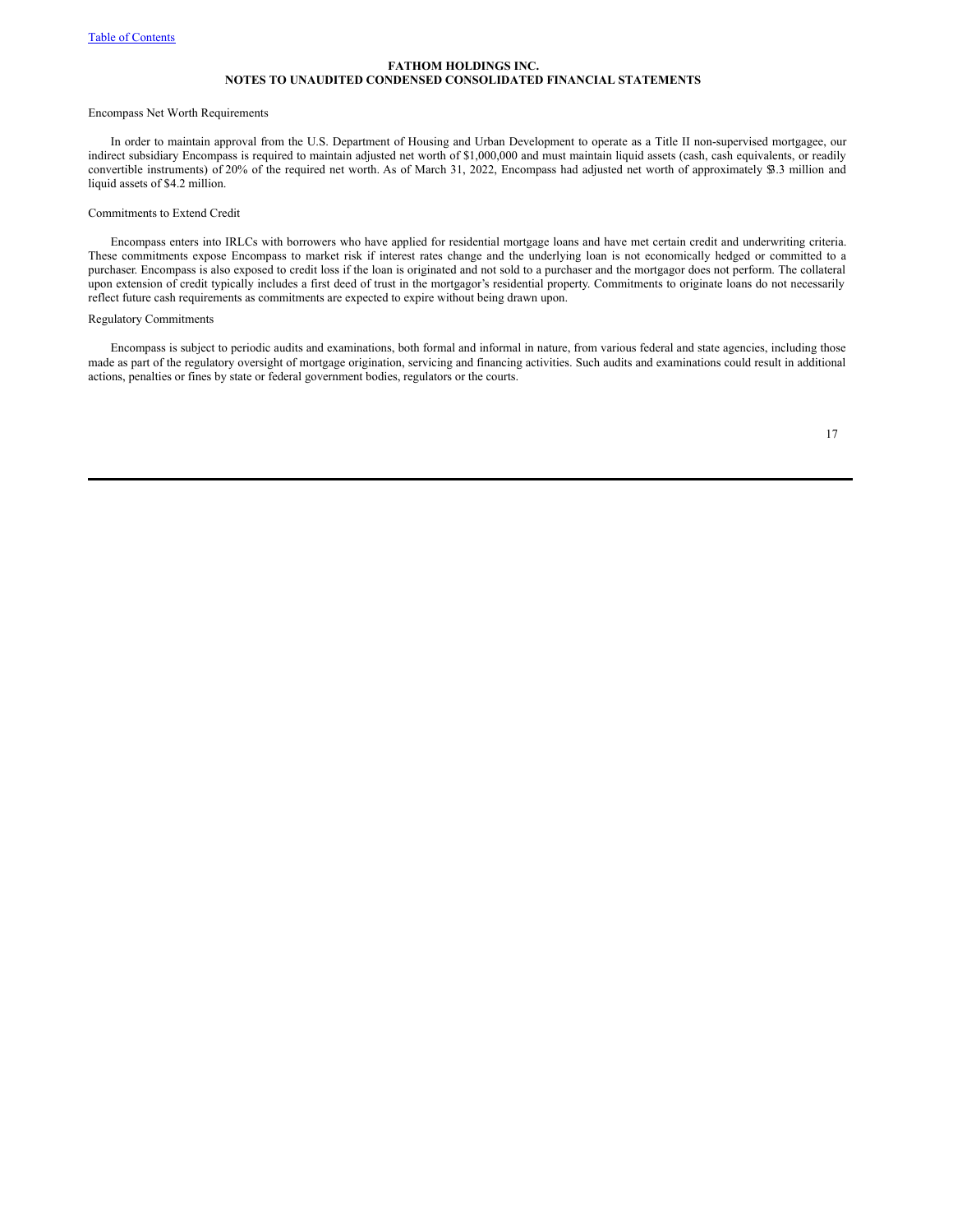**FATHOM HOLDINGS INC.**
**NOTES TO UNAUDITED CONDENSED CONSOLIDATED FINANCIAL STATEMENTS**

Encompass Net Worth Requirements

In order to maintain approval from the U.S. Department of Housing and Urban Development to operate as a Title II non-supervised mortgagee, our indirect subsidiary Encompass is required to maintain adjusted net worth of $1,000,000 and must maintain liquid assets (cash, cash equivalents, or readily convertible instruments) of 20% of the required net worth. As of March 31, 2022, Encompass had adjusted net worth of approximately $3.3 million and liquid assets of $4.2 million.

Commitments to Extend Credit

Encompass enters into IRLCs with borrowers who have applied for residential mortgage loans and have met certain credit and underwriting criteria. These commitments expose Encompass to market risk if interest rates change and the underlying loan is not economically hedged or committed to a purchaser. Encompass is also exposed to credit loss if the loan is originated and not sold to a purchaser and the mortgagor does not perform. The collateral upon extension of credit typically includes a first deed of trust in the mortgagor's residential property. Commitments to originate loans do not necessarily reflect future cash requirements as commitments are expected to expire without being drawn upon.

Regulatory Commitments

Encompass is subject to periodic audits and examinations, both formal and informal in nature, from various federal and state agencies, including those made as part of the regulatory oversight of mortgage origination, servicing and financing activities. Such audits and examinations could result in additional actions, penalties or fines by state or federal government bodies, regulators or the courts.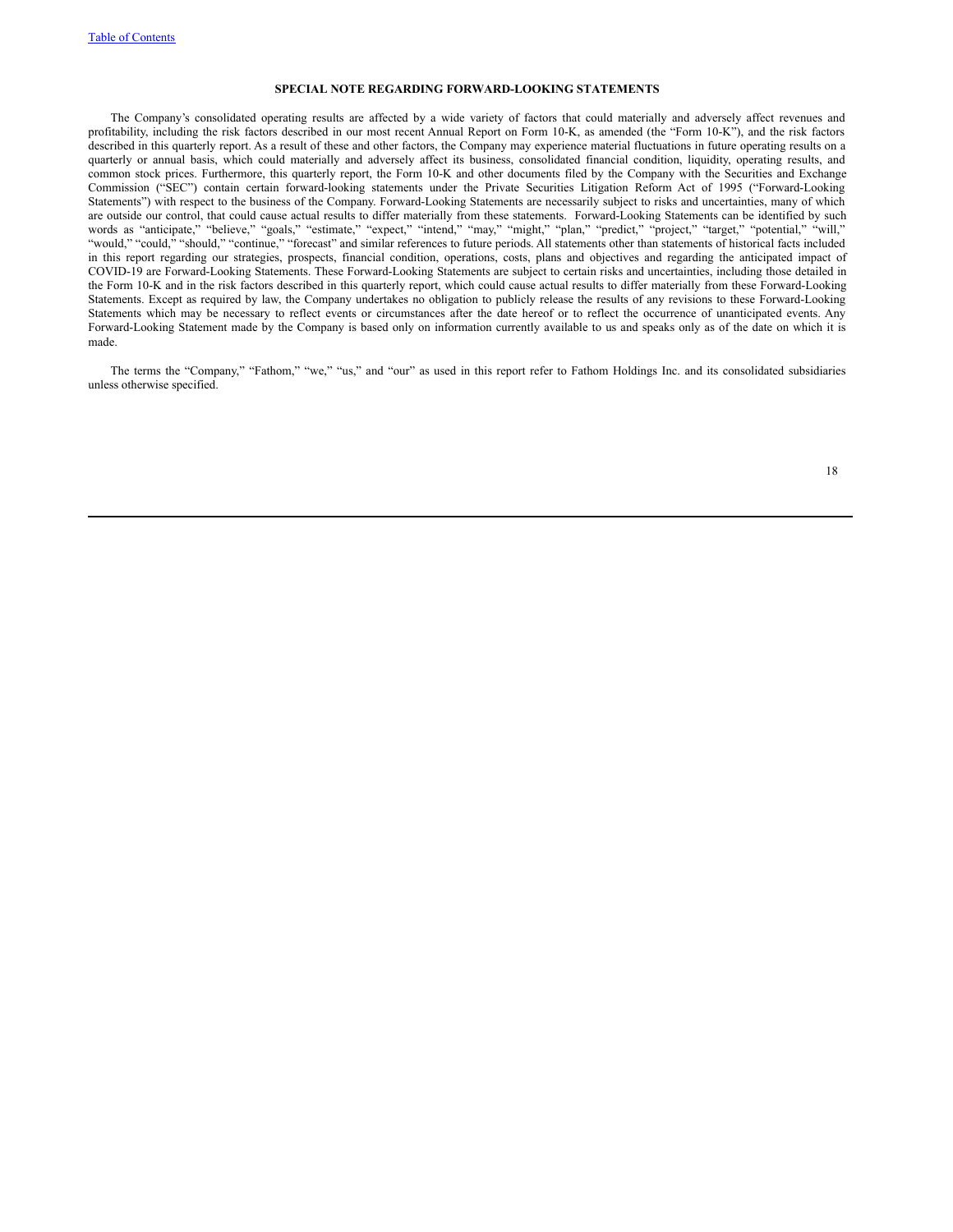## SPECIAL NOTE REGARDING FORWARD-LOOKING STATEMENTS

The Company's consolidated operating results are affected by a wide variety of factors that could materially and adversely affect revenues and profitability, including the risk factors described in our most recent Annual Report on Form 10-K, as amended (the "Form 10-K"), and the risk factors described in this quarterly report. As a result of these and other factors, the Company may experience material fluctuations in future operating results on a quarterly or annual basis, which could materially and adversely affect its business, consolidated financial condition, liquidity, operating results, and common stock prices. Furthermore, this quarterly report, the Form 10-K and other documents filed by the Company with the Securities and Exchange Commission ("SEC") contain certain forward-looking statements under the Private Securities Litigation Reform Act of 1995 ("Forward-Looking Statements") with respect to the business of the Company. Forward-Looking Statements are necessarily subject to risks and uncertainties, many of which are outside our control, that could cause actual results to differ materially from these statements. Forward-Looking Statements can be identified by such words as "anticipate," "believe," "goals," "estimate," "expect," "intend," "may," "might," "plan," "predict," "project," "target," "potential," "will," "would," "could," "should," "continue," "forecast" and similar references to future periods. All statements other than statements of historical facts included in this report regarding our strategies, prospects, financial condition, operations, costs, plans and objectives and regarding the anticipated impact of COVID-19 are Forward-Looking Statements. These Forward-Looking Statements are subject to certain risks and uncertainties, including those detailed in the Form 10-K and in the risk factors described in this quarterly report, which could cause actual results to differ materially from these Forward-Looking Statements. Except as required by law, the Company undertakes no obligation to publicly release the results of any revisions to these Forward-Looking Statements which may be necessary to reflect events or circumstances after the date hereof or to reflect the occurrence of unanticipated events. Any Forward-Looking Statement made by the Company is based only on information currently available to us and speaks only as of the date on which it is made.

The terms the "Company," "Fathom," "we," "us," and "our" as used in this report refer to Fathom Holdings Inc. and its consolidated subsidiaries unless otherwise specified.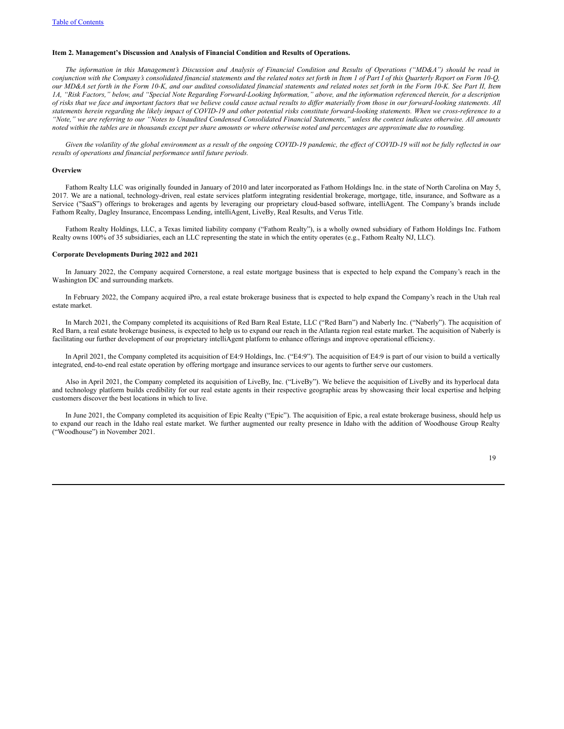**Item 2. Management's Discussion and Analysis of Financial Condition and Results of Operations.**

*The information in this Management's Discussion and Analysis of Financial Condition and Results of Operations ("MD&A") should be read in conjunction with the Company's consolidated financial statements and the related notes set forth in Item 1 of Part I of this Quarterly Report on Form 10-Q, our MD&A set forth in the Form 10-K, and our audited consolidated financial statements and related notes set forth in the Form 10-K. See Part II, Item 1A, "Risk Factors," below, and "Special Note Regarding Forward-Looking Information," above, and the information referenced therein, for a description of risks that we face and important factors that we believe could cause actual results to differ materially from those in our forward-looking statements. All statements herein regarding the likely impact of COVID-19 and other potential risks constitute forward-looking statements. When we cross-reference to a "Note," we are referring to our "Notes to Unaudited Condensed Consolidated Financial Statements," unless the context indicates otherwise. All amounts noted within the tables are in thousands except per share amounts or where otherwise noted and percentages are approximate due to rounding.*

*Given the volatility of the global environment as a result of the ongoing COVID-19 pandemic, the effect of COVID-19 will not be fully reflected in our results of operations and financial performance until future periods.*

**Overview**

Fathom Realty LLC was originally founded in January of 2010 and later incorporated as Fathom Holdings Inc. in the state of North Carolina on May 5, 2017. We are a national, technology-driven, real estate services platform integrating residential brokerage, mortgage, title, insurance, and Software as a Service ("SaaS") offerings to brokerages and agents by leveraging our proprietary cloud-based software, intelliAgent. The Company's brands include Fathom Realty, Dagley Insurance, Encompass Lending, intelliAgent, LiveBy, Real Results, and Verus Title.

Fathom Realty Holdings, LLC, a Texas limited liability company ("Fathom Realty"), is a wholly owned subsidiary of Fathom Holdings Inc. Fathom Realty owns 100% of 35 subsidiaries, each an LLC representing the state in which the entity operates (e.g., Fathom Realty NJ, LLC).

**Corporate Developments During 2022 and 2021**

In January 2022, the Company acquired Cornerstone, a real estate mortgage business that is expected to help expand the Company's reach in the Washington DC and surrounding markets.

In February 2022, the Company acquired iPro, a real estate brokerage business that is expected to help expand the Company's reach in the Utah real estate market.

In March 2021, the Company completed its acquisitions of Red Barn Real Estate, LLC ("Red Barn") and Naberly Inc. ("Naberly"). The acquisition of Red Barn, a real estate brokerage business, is expected to help us to expand our reach in the Atlanta region real estate market. The acquisition of Naberly is facilitating our further development of our proprietary intelliAgent platform to enhance offerings and improve operational efficiency.

In April 2021, the Company completed its acquisition of E4:9 Holdings, Inc. ("E4:9"). The acquisition of E4:9 is part of our vision to build a vertically integrated, end-to-end real estate operation by offering mortgage and insurance services to our agents to further serve our customers.

Also in April 2021, the Company completed its acquisition of LiveBy, Inc. ("LiveBy"). We believe the acquisition of LiveBy and its hyperlocal data and technology platform builds credibility for our real estate agents in their respective geographic areas by showcasing their local expertise and helping customers discover the best locations in which to live.

In June 2021, the Company completed its acquisition of Epic Realty ("Epic"). The acquisition of Epic, a real estate brokerage business, should help us to expand our reach in the Idaho real estate market. We further augmented our realty presence in Idaho with the addition of Woodhouse Group Realty ("Woodhouse") in November 2021.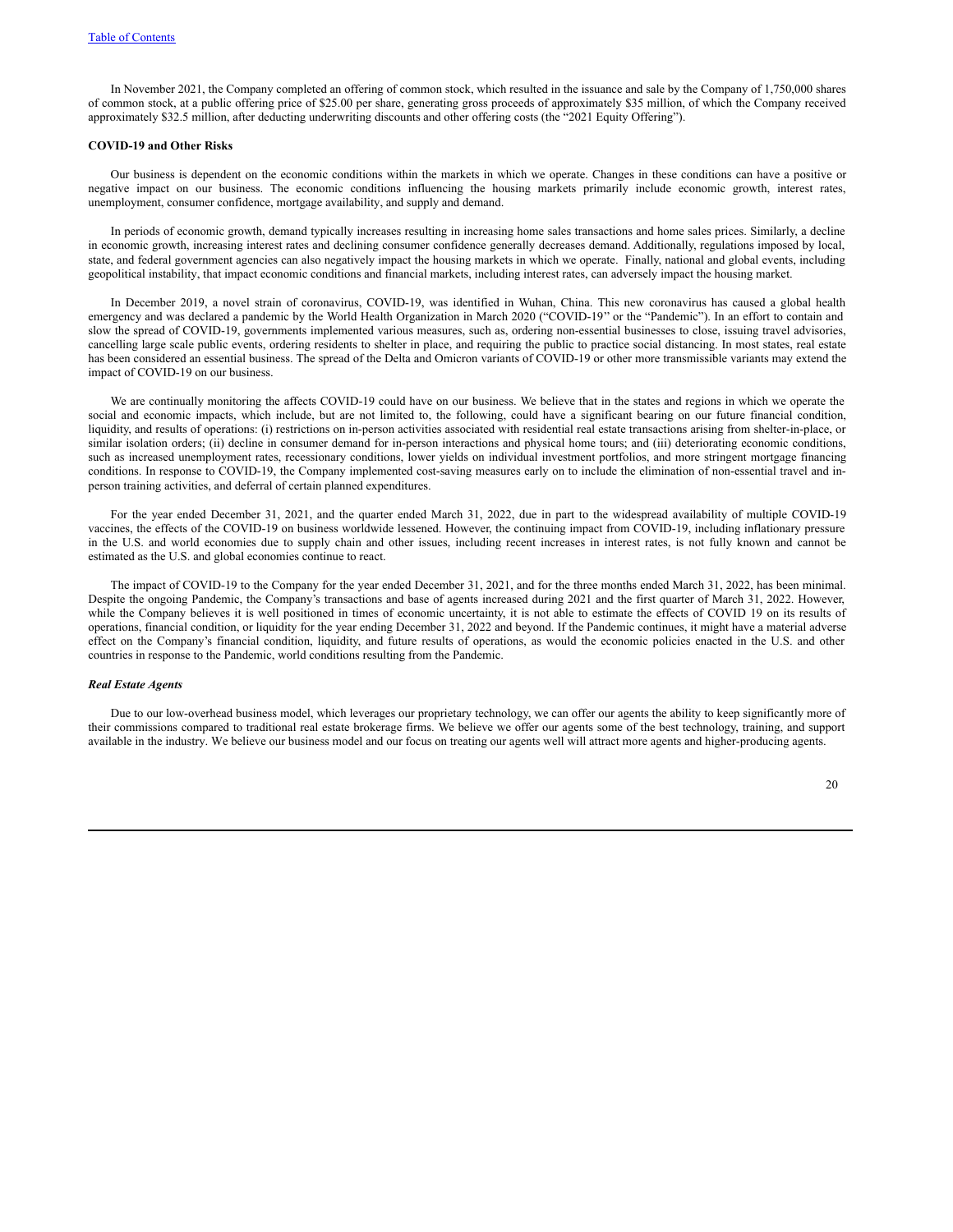In November 2021, the Company completed an offering of common stock, which resulted in the issuance and sale by the Company of 1,750,000 shares of common stock, at a public offering price of $25.00 per share, generating gross proceeds of approximately $35 million, of which the Company received approximately $32.5 million, after deducting underwriting discounts and other offering costs (the "2021 Equity Offering").

**COVID-19 and Other Risks**

Our business is dependent on the economic conditions within the markets in which we operate. Changes in these conditions can have a positive or negative impact on our business. The economic conditions influencing the housing markets primarily include economic growth, interest rates, unemployment, consumer confidence, mortgage availability, and supply and demand.

In periods of economic growth, demand typically increases resulting in increasing home sales transactions and home sales prices. Similarly, a decline in economic growth, increasing interest rates and declining consumer confidence generally decreases demand. Additionally, regulations imposed by local, state, and federal government agencies can also negatively impact the housing markets in which we operate. Finally, national and global events, including geopolitical instability, that impact economic conditions and financial markets, including interest rates, can adversely impact the housing market.

In December 2019, a novel strain of coronavirus, COVID-19, was identified in Wuhan, China. This new coronavirus has caused a global health emergency and was declared a pandemic by the World Health Organization in March 2020 ("COVID-19" or the "Pandemic"). In an effort to contain and slow the spread of COVID-19, governments implemented various measures, such as, ordering non-essential businesses to close, issuing travel advisories, cancelling large scale public events, ordering residents to shelter in place, and requiring the public to practice social distancing. In most states, real estate has been considered an essential business. The spread of the Delta and Omicron variants of COVID-19 or other more transmissible variants may extend the impact of COVID-19 on our business.

We are continually monitoring the affects COVID-19 could have on our business. We believe that in the states and regions in which we operate the social and economic impacts, which include, but are not limited to, the following, could have a significant bearing on our future financial condition, liquidity, and results of operations: (i) restrictions on in-person activities associated with residential real estate transactions arising from shelter-in-place, or similar isolation orders; (ii) decline in consumer demand for in-person interactions and physical home tours; and (iii) deteriorating economic conditions, such as increased unemployment rates, recessionary conditions, lower yields on individual investment portfolios, and more stringent mortgage financing conditions. In response to COVID-19, the Company implemented cost-saving measures early on to include the elimination of non-essential travel and in-person training activities, and deferral of certain planned expenditures.

For the year ended December 31, 2021, and the quarter ended March 31, 2022, due in part to the widespread availability of multiple COVID-19 vaccines, the effects of the COVID-19 on business worldwide lessened. However, the continuing impact from COVID-19, including inflationary pressure in the U.S. and world economies due to supply chain and other issues, including recent increases in interest rates, is not fully known and cannot be estimated as the U.S. and global economies continue to react.

The impact of COVID-19 to the Company for the year ended December 31, 2021, and for the three months ended March 31, 2022, has been minimal. Despite the ongoing Pandemic, the Company's transactions and base of agents increased during 2021 and the first quarter of March 31, 2022. However, while the Company believes it is well positioned in times of economic uncertainty, it is not able to estimate the effects of COVID 19 on its results of operations, financial condition, or liquidity for the year ending December 31, 2022 and beyond. If the Pandemic continues, it might have a material adverse effect on the Company's financial condition, liquidity, and future results of operations, as would the economic policies enacted in the U.S. and other countries in response to the Pandemic, world conditions resulting from the Pandemic.

***Real Estate Agents***

Due to our low-overhead business model, which leverages our proprietary technology, we can offer our agents the ability to keep significantly more of their commissions compared to traditional real estate brokerage firms. We believe we offer our agents some of the best technology, training, and support available in the industry. We believe our business model and our focus on treating our agents well will attract more agents and higher-producing agents.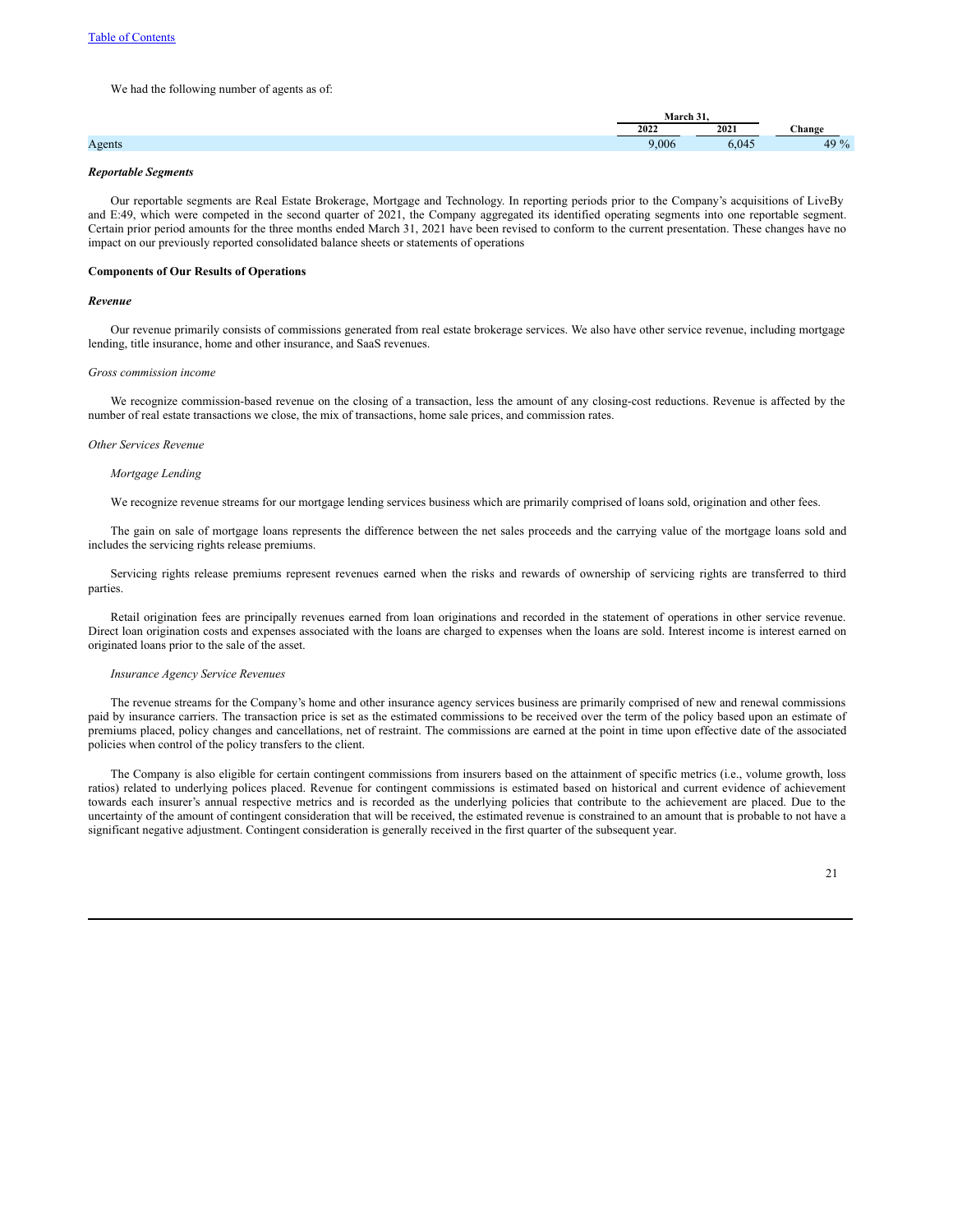We had the following number of agents as of:

| | March 31, | | |
|---|---|---|---|
| | 2022 | 2021 | Change |
| Agents | 9,006 | 6,045 | 49 % |

***Reportable Segments***

Our reportable segments are Real Estate Brokerage, Mortgage and Technology. In reporting periods prior to the Company's acquisitions of LiveBy and E:49, which were competed in the second quarter of 2021, the Company aggregated its identified operating segments into one reportable segment. Certain prior period amounts for the three months ended March 31, 2021 have been revised to conform to the current presentation. These changes have no impact on our previously reported consolidated balance sheets or statements of operations

**Components of Our Results of Operations**

***Revenue***

Our revenue primarily consists of commissions generated from real estate brokerage services. We also have other service revenue, including mortgage lending, title insurance, home and other insurance, and SaaS revenues.

*Gross commission income*

We recognize commission-based revenue on the closing of a transaction, less the amount of any closing-cost reductions. Revenue is affected by the number of real estate transactions we close, the mix of transactions, home sale prices, and commission rates.

*Other Services Revenue*

*Mortgage Lending*

We recognize revenue streams for our mortgage lending services business which are primarily comprised of loans sold, origination and other fees.

The gain on sale of mortgage loans represents the difference between the net sales proceeds and the carrying value of the mortgage loans sold and includes the servicing rights release premiums.

Servicing rights release premiums represent revenues earned when the risks and rewards of ownership of servicing rights are transferred to third parties.

Retail origination fees are principally revenues earned from loan originations and recorded in the statement of operations in other service revenue. Direct loan origination costs and expenses associated with the loans are charged to expenses when the loans are sold. Interest income is interest earned on originated loans prior to the sale of the asset.

*Insurance Agency Service Revenues*

The revenue streams for the Company's home and other insurance agency services business are primarily comprised of new and renewal commissions paid by insurance carriers. The transaction price is set as the estimated commissions to be received over the term of the policy based upon an estimate of premiums placed, policy changes and cancellations, net of restraint. The commissions are earned at the point in time upon effective date of the associated policies when control of the policy transfers to the client.

The Company is also eligible for certain contingent commissions from insurers based on the attainment of specific metrics (i.e., volume growth, loss ratios) related to underlying polices placed. Revenue for contingent commissions is estimated based on historical and current evidence of achievement towards each insurer's annual respective metrics and is recorded as the underlying policies that contribute to the achievement are placed. Due to the uncertainty of the amount of contingent consideration that will be received, the estimated revenue is constrained to an amount that is probable to not have a significant negative adjustment. Contingent consideration is generally received in the first quarter of the subsequent year.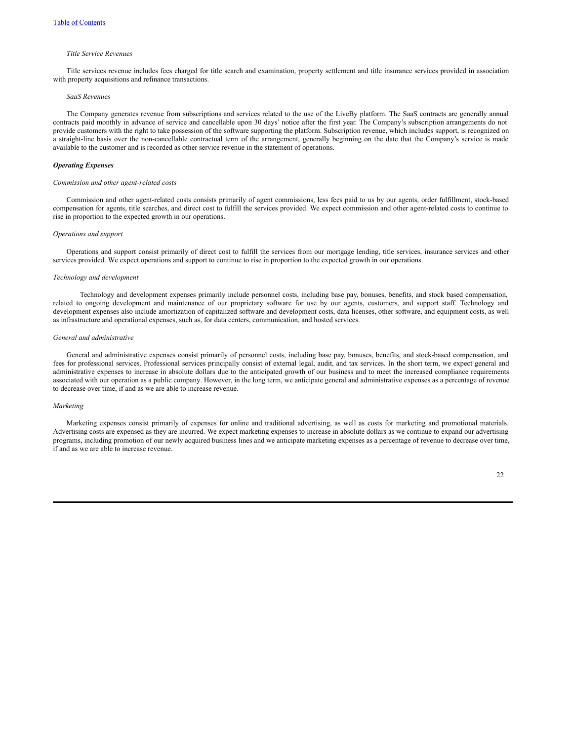*Title Service Revenues*

Title services revenue includes fees charged for title search and examination, property settlement and title insurance services provided in association with property acquisitions and refinance transactions.

*SaaS Revenues*

The Company generates revenue from subscriptions and services related to the use of the LiveBy platform. The SaaS contracts are generally annual contracts paid monthly in advance of service and cancellable upon 30 days' notice after the first year. The Company's subscription arrangements do not provide customers with the right to take possession of the software supporting the platform. Subscription revenue, which includes support, is recognized on a straight-line basis over the non-cancellable contractual term of the arrangement, generally beginning on the date that the Company's service is made available to the customer and is recorded as other service revenue in the statement of operations.

***Operating Expenses***

*Commission and other agent-related costs*

Commission and other agent-related costs consists primarily of agent commissions, less fees paid to us by our agents, order fulfillment, stock-based compensation for agents, title searches, and direct cost to fulfill the services provided. We expect commission and other agent-related costs to continue to rise in proportion to the expected growth in our operations.

*Operations and support*

Operations and support consist primarily of direct cost to fulfill the services from our mortgage lending, title services, insurance services and other services provided. We expect operations and support to continue to rise in proportion to the expected growth in our operations.

*Technology and development*

Technology and development expenses primarily include personnel costs, including base pay, bonuses, benefits, and stock based compensation, related to ongoing development and maintenance of our proprietary software for use by our agents, customers, and support staff. Technology and development expenses also include amortization of capitalized software and development costs, data licenses, other software, and equipment costs, as well as infrastructure and operational expenses, such as, for data centers, communication, and hosted services.

*General and administrative*

General and administrative expenses consist primarily of personnel costs, including base pay, bonuses, benefits, and stock-based compensation, and fees for professional services. Professional services principally consist of external legal, audit, and tax services. In the short term, we expect general and administrative expenses to increase in absolute dollars due to the anticipated growth of our business and to meet the increased compliance requirements associated with our operation as a public company. However, in the long term, we anticipate general and administrative expenses as a percentage of revenue to decrease over time, if and as we are able to increase revenue.

*Marketing*

Marketing expenses consist primarily of expenses for online and traditional advertising, as well as costs for marketing and promotional materials. Advertising costs are expensed as they are incurred. We expect marketing expenses to increase in absolute dollars as we continue to expand our advertising programs, including promotion of our newly acquired business lines and we anticipate marketing expenses as a percentage of revenue to decrease over time, if and as we are able to increase revenue.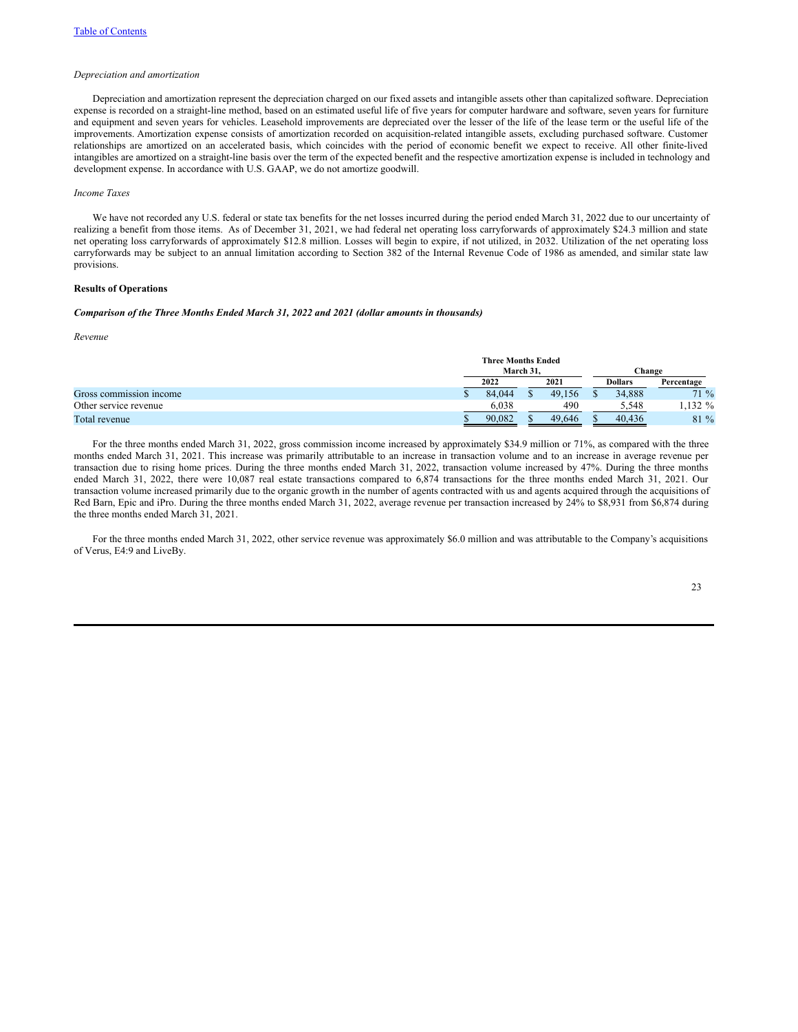[Table of Contents]

*Depreciation and amortization*

Depreciation and amortization represent the depreciation charged on our fixed assets and intangible assets other than capitalized software. Depreciation expense is recorded on a straight-line method, based on an estimated useful life of five years for computer hardware and software, seven years for furniture and equipment and seven years for vehicles. Leasehold improvements are depreciated over the lesser of the life of the lease term or the useful life of the improvements. Amortization expense consists of amortization recorded on acquisition-related intangible assets, excluding purchased software. Customer relationships are amortized on an accelerated basis, which coincides with the period of economic benefit we expect to receive. All other finite-lived intangibles are amortized on a straight-line basis over the term of the expected benefit and the respective amortization expense is included in technology and development expense. In accordance with U.S. GAAP, we do not amortize goodwill.

*Income Taxes*

We have not recorded any U.S. federal or state tax benefits for the net losses incurred during the period ended March 31, 2022 due to our uncertainty of realizing a benefit from those items. As of December 31, 2021, we had federal net operating loss carryforwards of approximately $24.3 million and state net operating loss carryforwards of approximately $12.8 million. Losses will begin to expire, if not utilized, in 2032. Utilization of the net operating loss carryforwards may be subject to an annual limitation according to Section 382 of the Internal Revenue Code of 1986 as amended, and similar state law provisions.

**Results of Operations**

***Comparison of the Three Months Ended March 31, 2022 and 2021 (dollar amounts in thousands)***

*Revenue*

| | Three Months Ended March 31, | | Change | |
|---|---|---|---|---|
| | 2022 | 2021 | Dollars | Percentage |
| Gross commission income | $ 84,044 | $ 49,156 | $ 34,888 | 71 % |
| Other service revenue | 6,038 | 490 | 5,548 | 1,132 % |
| Total revenue | $ 90,082 | $ 49,646 | $ 40,436 | 81 % |

For the three months ended March 31, 2022, gross commission income increased by approximately $34.9 million or 71%, as compared with the three months ended March 31, 2021. This increase was primarily attributable to an increase in transaction volume and to an increase in average revenue per transaction due to rising home prices. During the three months ended March 31, 2022, transaction volume increased by 47%. During the three months ended March 31, 2022, there were 10,087 real estate transactions compared to 6,874 transactions for the three months ended March 31, 2021. Our transaction volume increased primarily due to the organic growth in the number of agents contracted with us and agents acquired through the acquisitions of Red Barn, Epic and iPro. During the three months ended March 31, 2022, average revenue per transaction increased by 24% to $8,931 from $6,874 during the three months ended March 31, 2021.

For the three months ended March 31, 2022, other service revenue was approximately $6.0 million and was attributable to the Company's acquisitions of Verus, E4:9 and LiveBy.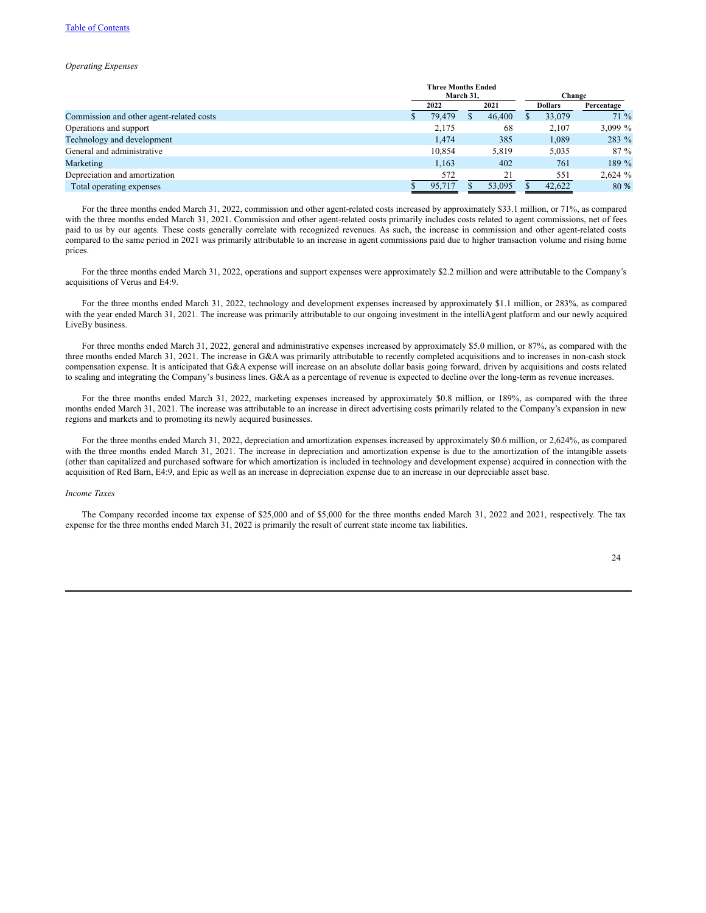*Operating Expenses*

| | Three Months Ended March 31, | | Change | |
|---|---|---|---|---|
| | 2022 | 2021 | Dollars | Percentage |
| Commission and other agent-related costs | $ 79,479 | $ 46,400 | $ 33,079 | 71 % |
| Operations and support | 2,175 | 68 | 2,107 | 3,099 % |
| Technology and development | 1,474 | 385 | 1,089 | 283 % |
| General and administrative | 10,854 | 5,819 | 5,035 | 87 % |
| Marketing | 1,163 | 402 | 761 | 189 % |
| Depreciation and amortization | 572 | 21 | 551 | 2,624 % |
| Total operating expenses | $ 95,717 | $ 53,095 | $ 42,622 | 80 % |

For the three months ended March 31, 2022, commission and other agent-related costs increased by approximately $33.1 million, or 71%, as compared with the three months ended March 31, 2021. Commission and other agent-related costs primarily includes costs related to agent commissions, net of fees paid to us by our agents. These costs generally correlate with recognized revenues. As such, the increase in commission and other agent-related costs compared to the same period in 2021 was primarily attributable to an increase in agent commissions paid due to higher transaction volume and rising home prices.

For the three months ended March 31, 2022, operations and support expenses were approximately $2.2 million and were attributable to the Company's acquisitions of Verus and E4:9.

For the three months ended March 31, 2022, technology and development expenses increased by approximately $1.1 million, or 283%, as compared with the year ended March 31, 2021. The increase was primarily attributable to our ongoing investment in the intelliAgent platform and our newly acquired LiveBy business.

For three months ended March 31, 2022, general and administrative expenses increased by approximately $5.0 million, or 87%, as compared with the three months ended March 31, 2021. The increase in G&A was primarily attributable to recently completed acquisitions and to increases in non-cash stock compensation expense. It is anticipated that G&A expense will increase on an absolute dollar basis going forward, driven by acquisitions and costs related to scaling and integrating the Company's business lines. G&A as a percentage of revenue is expected to decline over the long-term as revenue increases.

For the three months ended March 31, 2022, marketing expenses increased by approximately $0.8 million, or 189%, as compared with the three months ended March 31, 2021. The increase was attributable to an increase in direct advertising costs primarily related to the Company's expansion in new regions and markets and to promoting its newly acquired businesses.

For the three months ended March 31, 2022, depreciation and amortization expenses increased by approximately $0.6 million, or 2,624%, as compared with the three months ended March 31, 2021. The increase in depreciation and amortization expense is due to the amortization of the intangible assets (other than capitalized and purchased software for which amortization is included in technology and development expense) acquired in connection with the acquisition of Red Barn, E4:9, and Epic as well as an increase in depreciation expense due to an increase in our depreciable asset base.

*Income Taxes*

The Company recorded income tax expense of $25,000 and of $5,000 for the three months ended March 31, 2022 and 2021, respectively. The tax expense for the three months ended March 31, 2022 is primarily the result of current state income tax liabilities.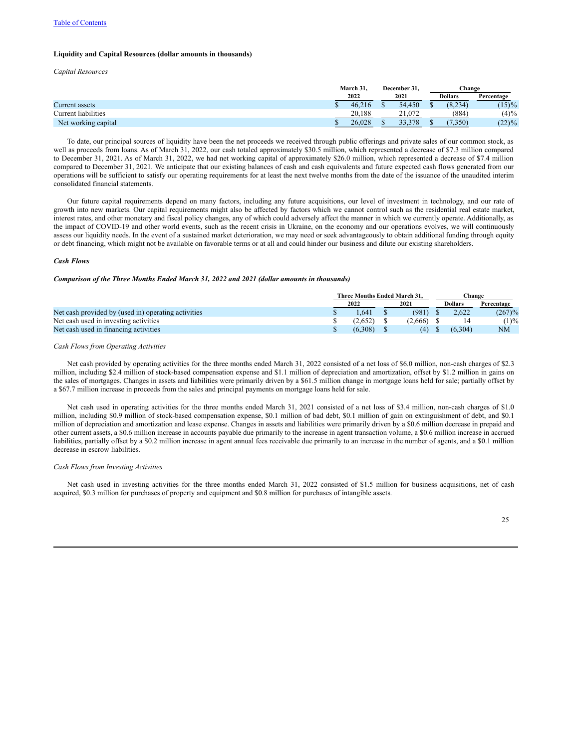[Table of Contents](#)

**Liquidity and Capital Resources (dollar amounts in thousands)**

*Capital Resources*

| | March 31, 2022 | December 31, 2021 | Change Dollars | Change Percentage |
|---|---|---|---|---|
| Current assets | $ 46,216 | $ 54,450 | $ (8,234) | (15)% |
| Current liabilities | 20,188 | 21,072 | (884) | (4)% |
| Net working capital | $ 26,028 | $ 33,378 | $ (7,350) | (22)% |

To date, our principal sources of liquidity have been the net proceeds we received through public offerings and private sales of our common stock, as well as proceeds from loans. As of March 31, 2022, our cash totaled approximately $30.5 million, which represented a decrease of $7.3 million compared to December 31, 2021. As of March 31, 2022, we had net working capital of approximately $26.0 million, which represented a decrease of $7.4 million compared to December 31, 2021. We anticipate that our existing balances of cash and cash equivalents and future expected cash flows generated from our operations will be sufficient to satisfy our operating requirements for at least the next twelve months from the date of the issuance of the unaudited interim consolidated financial statements.

Our future capital requirements depend on many factors, including any future acquisitions, our level of investment in technology, and our rate of growth into new markets. Our capital requirements might also be affected by factors which we cannot control such as the residential real estate market, interest rates, and other monetary and fiscal policy changes, any of which could adversely affect the manner in which we currently operate. Additionally, as the impact of COVID-19 and other world events, such as the recent crisis in Ukraine, on the economy and our operations evolves, we will continuously assess our liquidity needs. In the event of a sustained market deterioration, we may need or seek advantageously to obtain additional funding through equity or debt financing, which might not be available on favorable terms or at all and could hinder our business and dilute our existing shareholders.

***Cash Flows***

***Comparison of the Three Months Ended March 31, 2022 and 2021 (dollar amounts in thousands)***

| | Three Months Ended March 31, 2022 | Three Months Ended March 31, 2021 | Change Dollars | Change Percentage |
|---|---|---|---|---|
| Net cash provided by (used in) operating activities | $ 1,641 | $ (981) | $ 2,622 | (267)% |
| Net cash used in investing activities | $ (2,652) | $ (2,666) | $ 14 | (1)% |
| Net cash used in financing activities | $ (6,308) | $ (4) | $ (6,304) | NM |

*Cash Flows from Operating Activities*

Net cash provided by operating activities for the three months ended March 31, 2022 consisted of a net loss of $6.0 million, non-cash charges of $2.3 million, including $2.4 million of stock-based compensation expense and $1.1 million of depreciation and amortization, offset by $1.2 million in gains on the sales of mortgages. Changes in assets and liabilities were primarily driven by a $61.5 million change in mortgage loans held for sale; partially offset by a $67.7 million increase in proceeds from the sales and principal payments on mortgage loans held for sale.

Net cash used in operating activities for the three months ended March 31, 2021 consisted of a net loss of $3.4 million, non-cash charges of $1.0 million, including $0.9 million of stock-based compensation expense, $0.1 million of bad debt, $0.1 million of gain on extinguishment of debt, and $0.1 million of depreciation and amortization and lease expense. Changes in assets and liabilities were primarily driven by a $0.6 million decrease in prepaid and other current assets, a $0.6 million increase in accounts payable due primarily to the increase in agent transaction volume, a $0.6 million increase in accrued liabilities, partially offset by a $0.2 million increase in agent annual fees receivable due primarily to an increase in the number of agents, and a $0.1 million decrease in escrow liabilities.

*Cash Flows from Investing Activities*

Net cash used in investing activities for the three months ended March 31, 2022 consisted of $1.5 million for business acquisitions, net of cash acquired, $0.3 million for purchases of property and equipment and $0.8 million for purchases of intangible assets.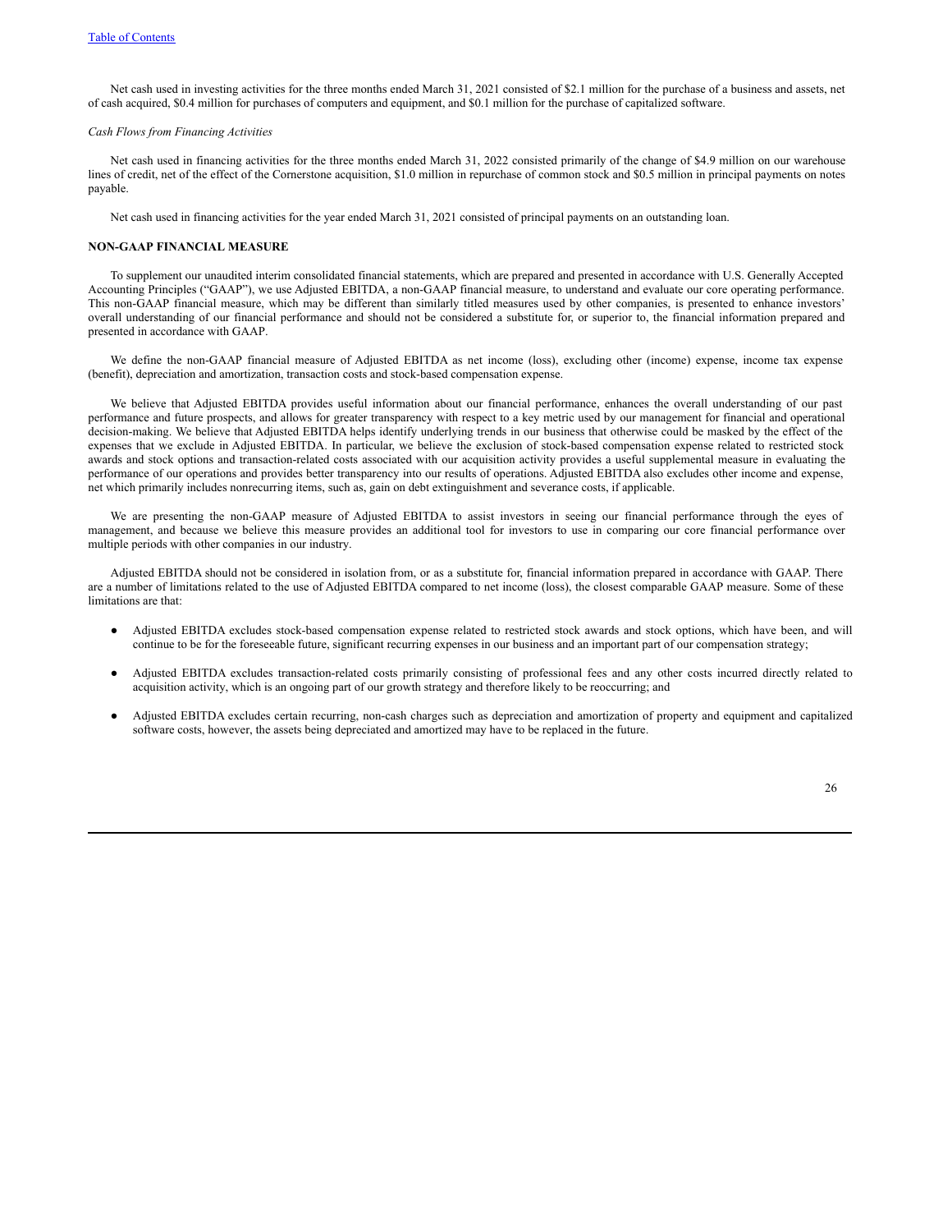Net cash used in investing activities for the three months ended March 31, 2021 consisted of $2.1 million for the purchase of a business and assets, net of cash acquired, $0.4 million for purchases of computers and equipment, and $0.1 million for the purchase of capitalized software.

*Cash Flows from Financing Activities*

Net cash used in financing activities for the three months ended March 31, 2022 consisted primarily of the change of $4.9 million on our warehouse lines of credit, net of the effect of the Cornerstone acquisition, $1.0 million in repurchase of common stock and $0.5 million in principal payments on notes payable.

Net cash used in financing activities for the year ended March 31, 2021 consisted of principal payments on an outstanding loan.

**NON-GAAP FINANCIAL MEASURE**

To supplement our unaudited interim consolidated financial statements, which are prepared and presented in accordance with U.S. Generally Accepted Accounting Principles ("GAAP"), we use Adjusted EBITDA, a non-GAAP financial measure, to understand and evaluate our core operating performance. This non-GAAP financial measure, which may be different than similarly titled measures used by other companies, is presented to enhance investors' overall understanding of our financial performance and should not be considered a substitute for, or superior to, the financial information prepared and presented in accordance with GAAP.

We define the non-GAAP financial measure of Adjusted EBITDA as net income (loss), excluding other (income) expense, income tax expense (benefit), depreciation and amortization, transaction costs and stock-based compensation expense.

We believe that Adjusted EBITDA provides useful information about our financial performance, enhances the overall understanding of our past performance and future prospects, and allows for greater transparency with respect to a key metric used by our management for financial and operational decision-making. We believe that Adjusted EBITDA helps identify underlying trends in our business that otherwise could be masked by the effect of the expenses that we exclude in Adjusted EBITDA. In particular, we believe the exclusion of stock-based compensation expense related to restricted stock awards and stock options and transaction-related costs associated with our acquisition activity provides a useful supplemental measure in evaluating the performance of our operations and provides better transparency into our results of operations. Adjusted EBITDA also excludes other income and expense, net which primarily includes nonrecurring items, such as, gain on debt extinguishment and severance costs, if applicable.

We are presenting the non-GAAP measure of Adjusted EBITDA to assist investors in seeing our financial performance through the eyes of management, and because we believe this measure provides an additional tool for investors to use in comparing our core financial performance over multiple periods with other companies in our industry.

Adjusted EBITDA should not be considered in isolation from, or as a substitute for, financial information prepared in accordance with GAAP. There are a number of limitations related to the use of Adjusted EBITDA compared to net income (loss), the closest comparable GAAP measure. Some of these limitations are that:

- Adjusted EBITDA excludes stock-based compensation expense related to restricted stock awards and stock options, which have been, and will continue to be for the foreseeable future, significant recurring expenses in our business and an important part of our compensation strategy;
- Adjusted EBITDA excludes transaction-related costs primarily consisting of professional fees and any other costs incurred directly related to acquisition activity, which is an ongoing part of our growth strategy and therefore likely to be reoccurring; and
- Adjusted EBITDA excludes certain recurring, non-cash charges such as depreciation and amortization of property and equipment and capitalized software costs, however, the assets being depreciated and amortized may have to be replaced in the future.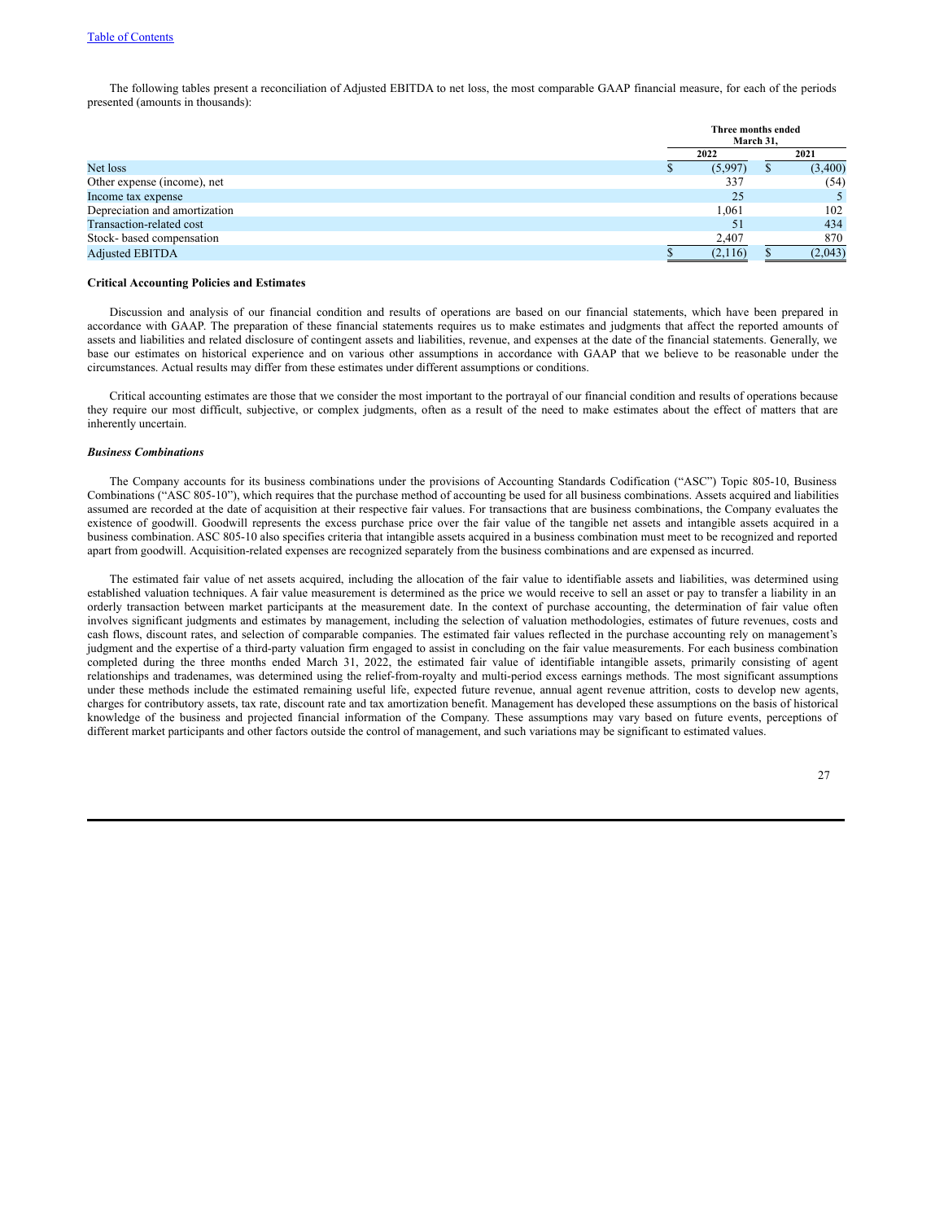[Table of Contents](#)

The following tables present a reconciliation of Adjusted EBITDA to net loss, the most comparable GAAP financial measure, for each of the periods presented (amounts in thousands):

| | Three months ended March 31, | |
|---|---|---|
| | 2022 | 2021 |
| Net loss | $ (5,997) | $ (3,400) |
| Other expense (income), net | 337 | (54) |
| Income tax expense | 25 | 5 |
| Depreciation and amortization | 1,061 | 102 |
| Transaction-related cost | 51 | 434 |
| Stock- based compensation | 2,407 | 870 |
| Adjusted EBITDA | $ (2,116) | $ (2,043) |

**Critical Accounting Policies and Estimates**

Discussion and analysis of our financial condition and results of operations are based on our financial statements, which have been prepared in accordance with GAAP. The preparation of these financial statements requires us to make estimates and judgments that affect the reported amounts of assets and liabilities and related disclosure of contingent assets and liabilities, revenue, and expenses at the date of the financial statements. Generally, we base our estimates on historical experience and on various other assumptions in accordance with GAAP that we believe to be reasonable under the circumstances. Actual results may differ from these estimates under different assumptions or conditions.

Critical accounting estimates are those that we consider the most important to the portrayal of our financial condition and results of operations because they require our most difficult, subjective, or complex judgments, often as a result of the need to make estimates about the effect of matters that are inherently uncertain.

***Business Combinations***

The Company accounts for its business combinations under the provisions of Accounting Standards Codification ("ASC") Topic 805-10, Business Combinations ("ASC 805-10"), which requires that the purchase method of accounting be used for all business combinations. Assets acquired and liabilities assumed are recorded at the date of acquisition at their respective fair values. For transactions that are business combinations, the Company evaluates the existence of goodwill. Goodwill represents the excess purchase price over the fair value of the tangible net assets and intangible assets acquired in a business combination. ASC 805-10 also specifies criteria that intangible assets acquired in a business combination must meet to be recognized and reported apart from goodwill. Acquisition-related expenses are recognized separately from the business combinations and are expensed as incurred.

The estimated fair value of net assets acquired, including the allocation of the fair value to identifiable assets and liabilities, was determined using established valuation techniques. A fair value measurement is determined as the price we would receive to sell an asset or pay to transfer a liability in an orderly transaction between market participants at the measurement date. In the context of purchase accounting, the determination of fair value often involves significant judgments and estimates by management, including the selection of valuation methodologies, estimates of future revenues, costs and cash flows, discount rates, and selection of comparable companies. The estimated fair values reflected in the purchase accounting rely on management's judgment and the expertise of a third-party valuation firm engaged to assist in concluding on the fair value measurements. For each business combination completed during the three months ended March 31, 2022, the estimated fair value of identifiable intangible assets, primarily consisting of agent relationships and tradenames, was determined using the relief-from-royalty and multi-period excess earnings methods. The most significant assumptions under these methods include the estimated remaining useful life, expected future revenue, annual agent revenue attrition, costs to develop new agents, charges for contributory assets, tax rate, discount rate and tax amortization benefit. Management has developed these assumptions on the basis of historical knowledge of the business and projected financial information of the Company. These assumptions may vary based on future events, perceptions of different market participants and other factors outside the control of management, and such variations may be significant to estimated values.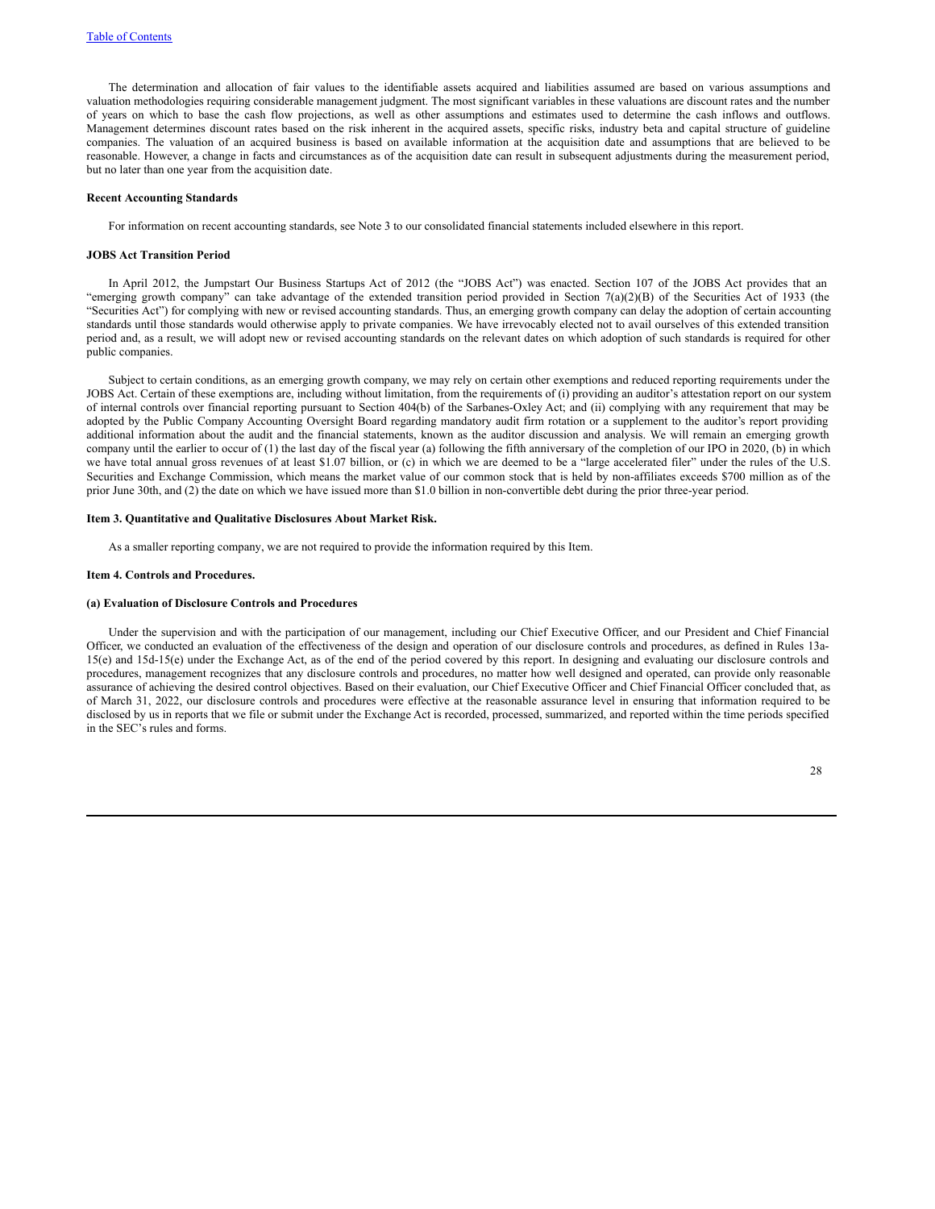The determination and allocation of fair values to the identifiable assets acquired and liabilities assumed are based on various assumptions and valuation methodologies requiring considerable management judgment. The most significant variables in these valuations are discount rates and the number of years on which to base the cash flow projections, as well as other assumptions and estimates used to determine the cash inflows and outflows. Management determines discount rates based on the risk inherent in the acquired assets, specific risks, industry beta and capital structure of guideline companies. The valuation of an acquired business is based on available information at the acquisition date and assumptions that are believed to be reasonable. However, a change in facts and circumstances as of the acquisition date can result in subsequent adjustments during the measurement period, but no later than one year from the acquisition date.

**Recent Accounting Standards**

For information on recent accounting standards, see Note 3 to our consolidated financial statements included elsewhere in this report.

**JOBS Act Transition Period**

In April 2012, the Jumpstart Our Business Startups Act of 2012 (the "JOBS Act") was enacted. Section 107 of the JOBS Act provides that an "emerging growth company" can take advantage of the extended transition period provided in Section 7(a)(2)(B) of the Securities Act of 1933 (the "Securities Act") for complying with new or revised accounting standards. Thus, an emerging growth company can delay the adoption of certain accounting standards until those standards would otherwise apply to private companies. We have irrevocably elected not to avail ourselves of this extended transition period and, as a result, we will adopt new or revised accounting standards on the relevant dates on which adoption of such standards is required for other public companies.

Subject to certain conditions, as an emerging growth company, we may rely on certain other exemptions and reduced reporting requirements under the JOBS Act. Certain of these exemptions are, including without limitation, from the requirements of (i) providing an auditor's attestation report on our system of internal controls over financial reporting pursuant to Section 404(b) of the Sarbanes-Oxley Act; and (ii) complying with any requirement that may be adopted by the Public Company Accounting Oversight Board regarding mandatory audit firm rotation or a supplement to the auditor's report providing additional information about the audit and the financial statements, known as the auditor discussion and analysis. We will remain an emerging growth company until the earlier to occur of (1) the last day of the fiscal year (a) following the fifth anniversary of the completion of our IPO in 2020, (b) in which we have total annual gross revenues of at least $1.07 billion, or (c) in which we are deemed to be a "large accelerated filer" under the rules of the U.S. Securities and Exchange Commission, which means the market value of our common stock that is held by non-affiliates exceeds $700 million as of the prior June 30th, and (2) the date on which we have issued more than $1.0 billion in non-convertible debt during the prior three-year period.

**Item 3. Quantitative and Qualitative Disclosures About Market Risk.**

As a smaller reporting company, we are not required to provide the information required by this Item.

**Item 4. Controls and Procedures.**

**(a) Evaluation of Disclosure Controls and Procedures**

Under the supervision and with the participation of our management, including our Chief Executive Officer, and our President and Chief Financial Officer, we conducted an evaluation of the effectiveness of the design and operation of our disclosure controls and procedures, as defined in Rules 13a-15(e) and 15d-15(e) under the Exchange Act, as of the end of the period covered by this report. In designing and evaluating our disclosure controls and procedures, management recognizes that any disclosure controls and procedures, no matter how well designed and operated, can provide only reasonable assurance of achieving the desired control objectives. Based on their evaluation, our Chief Executive Officer and Chief Financial Officer concluded that, as of March 31, 2022, our disclosure controls and procedures were effective at the reasonable assurance level in ensuring that information required to be disclosed by us in reports that we file or submit under the Exchange Act is recorded, processed, summarized, and reported within the time periods specified in the SEC's rules and forms.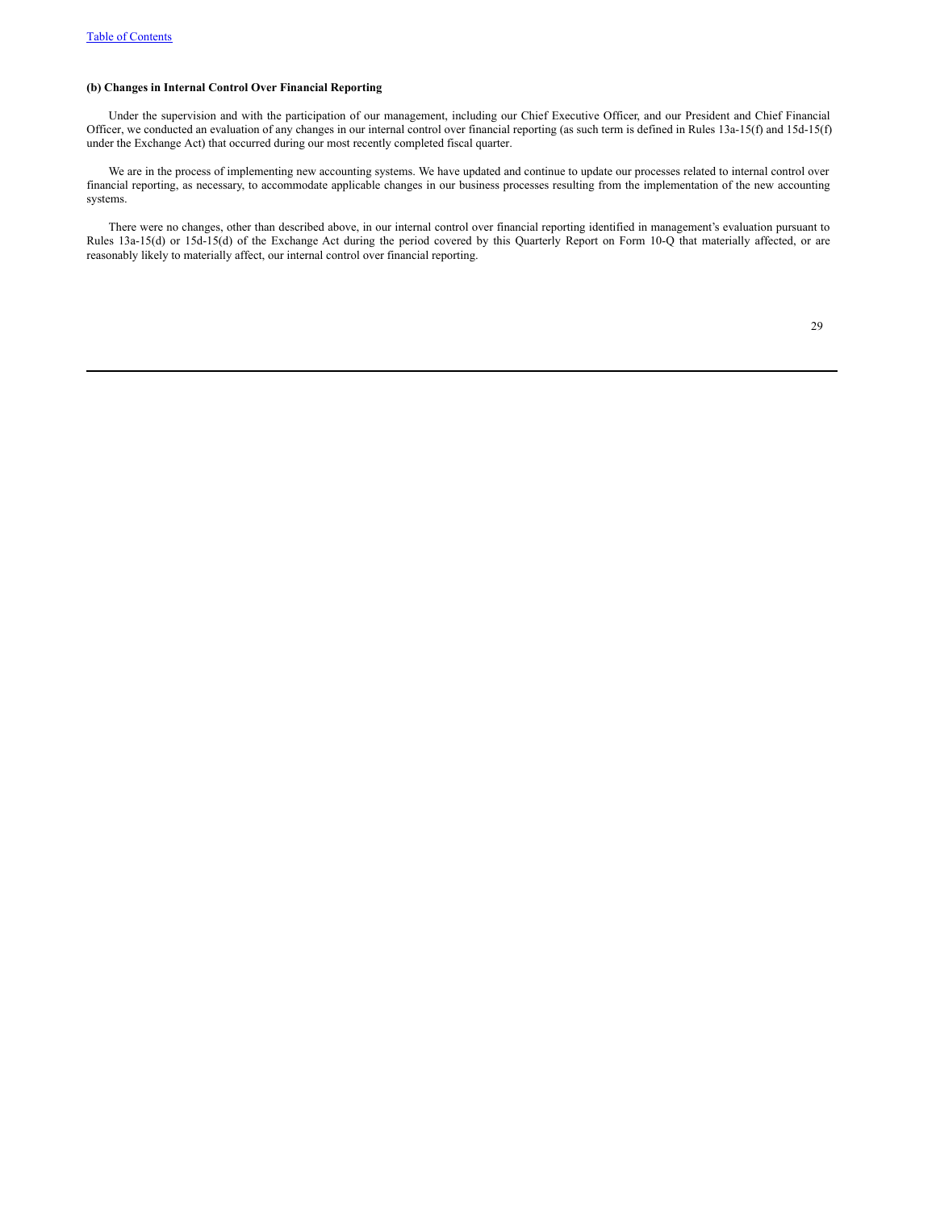**(b) Changes in Internal Control Over Financial Reporting**

Under the supervision and with the participation of our management, including our Chief Executive Officer, and our President and Chief Financial Officer, we conducted an evaluation of any changes in our internal control over financial reporting (as such term is defined in Rules 13a-15(f) and 15d-15(f) under the Exchange Act) that occurred during our most recently completed fiscal quarter.

We are in the process of implementing new accounting systems. We have updated and continue to update our processes related to internal control over financial reporting, as necessary, to accommodate applicable changes in our business processes resulting from the implementation of the new accounting systems.

There were no changes, other than described above, in our internal control over financial reporting identified in management's evaluation pursuant to Rules 13a-15(d) or 15d-15(d) of the Exchange Act during the period covered by this Quarterly Report on Form 10-Q that materially affected, or are reasonably likely to materially affect, our internal control over financial reporting.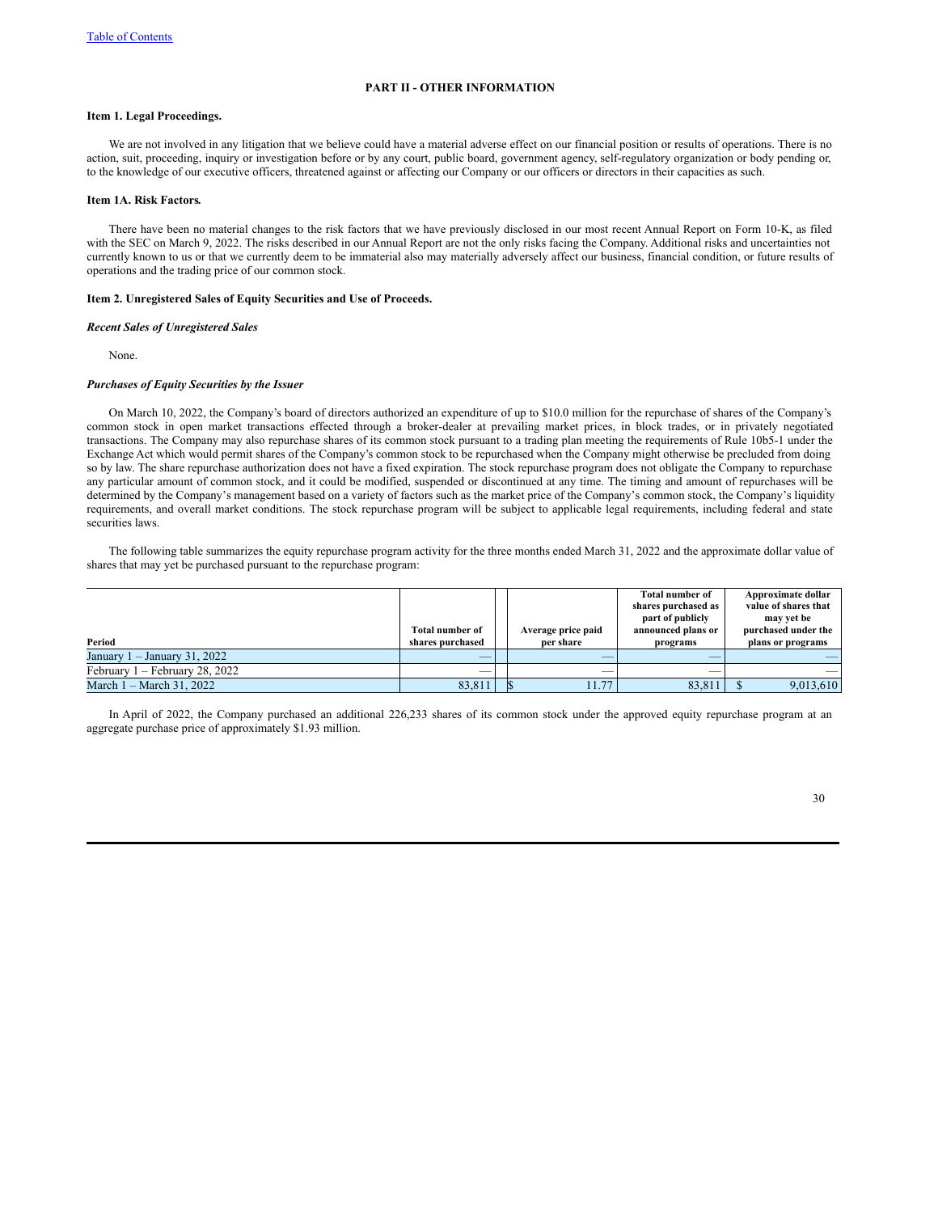## PART II - OTHER INFORMATION

### Item 1. Legal Proceedings.

We are not involved in any litigation that we believe could have a material adverse effect on our financial position or results of operations. There is no action, suit, proceeding, inquiry or investigation before or by any court, public board, government agency, self-regulatory organization or body pending or, to the knowledge of our executive officers, threatened against or affecting our Company or our officers or directors in their capacities as such.

### Item 1A. Risk Factors*.*

There have been no material changes to the risk factors that we have previously disclosed in our most recent Annual Report on Form 10-K, as filed with the SEC on March 9, 2022. The risks described in our Annual Report are not the only risks facing the Company. Additional risks and uncertainties not currently known to us or that we currently deem to be immaterial also may materially adversely affect our business, financial condition, or future results of operations and the trading price of our common stock.

### Item 2. Unregistered Sales of Equity Securities and Use of Proceeds.

***Recent Sales of Unregistered Sales***

None.

***Purchases of Equity Securities by the Issuer***

On March 10, 2022, the Company's board of directors authorized an expenditure of up to $10.0 million for the repurchase of shares of the Company's common stock in open market transactions effected through a broker-dealer at prevailing market prices, in block trades, or in privately negotiated transactions. The Company may also repurchase shares of its common stock pursuant to a trading plan meeting the requirements of Rule 10b5-1 under the Exchange Act which would permit shares of the Company's common stock to be repurchased when the Company might otherwise be precluded from doing so by law. The share repurchase authorization does not have a fixed expiration. The stock repurchase program does not obligate the Company to repurchase any particular amount of common stock, and it could be modified, suspended or discontinued at any time. The timing and amount of repurchases will be determined by the Company's management based on a variety of factors such as the market price of the Company's common stock, the Company's liquidity requirements, and overall market conditions. The stock repurchase program will be subject to applicable legal requirements, including federal and state securities laws.

The following table summarizes the equity repurchase program activity for the three months ended March 31, 2022 and the approximate dollar value of shares that may yet be purchased pursuant to the repurchase program:

| Period | Total number of shares purchased | Average price paid per share | Total number of shares purchased as part of publicly announced plans or programs | Approximate dollar value of shares that may yet be purchased under the plans or programs |
|---|---|---|---|---|
| January 1 – January 31, 2022 | — | — | — | — |
| February 1 – February 28, 2022 | — | — | — | — |
| March 1 – March 31, 2022 | 83,811 | $ 11.77 | 83,811 | $ 9,013,610 |

In April of 2022, the Company purchased an additional 226,233 shares of its common stock under the approved equity repurchase program at an aggregate purchase price of approximately $1.93 million.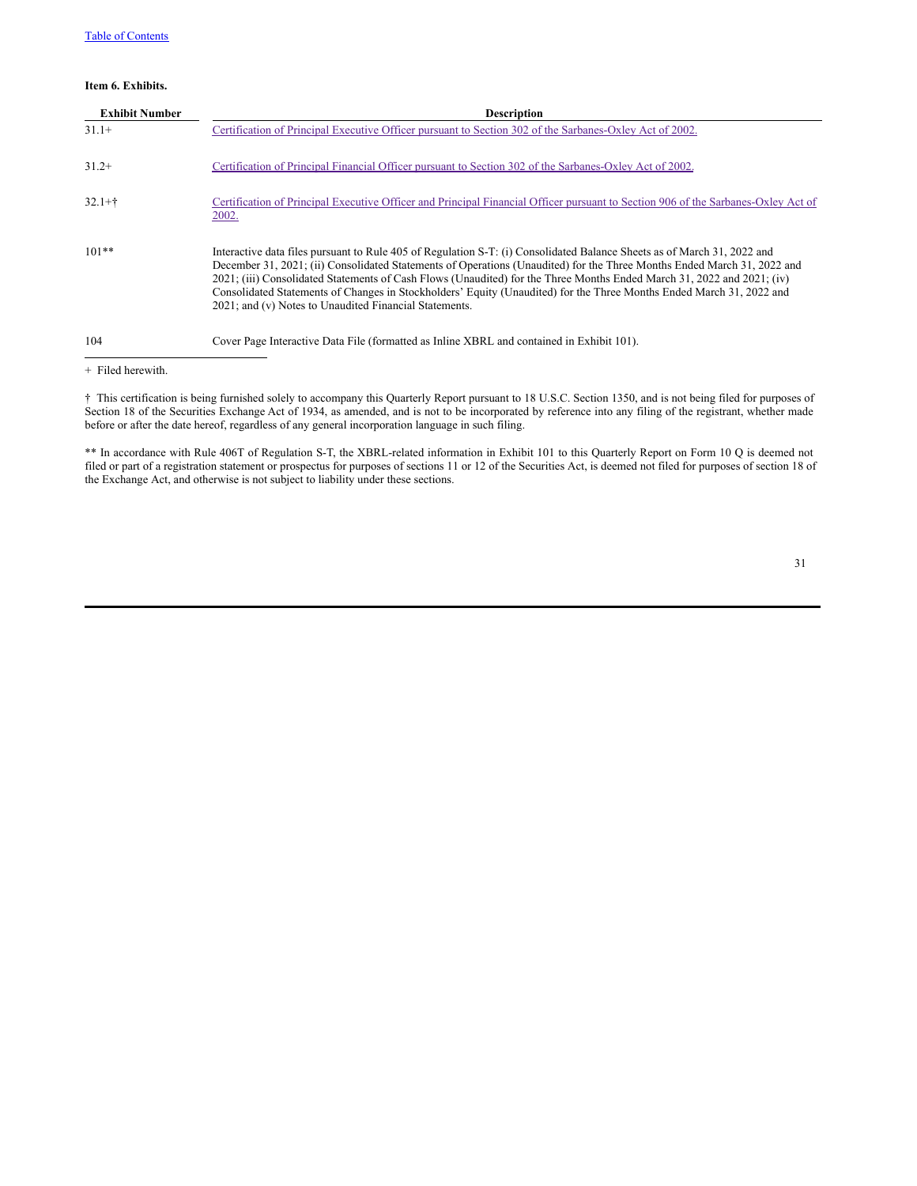**Item 6. Exhibits.**

| Exhibit Number | Description |
|---|---|
| 31.1+ | Certification of Principal Executive Officer pursuant to Section 302 of the Sarbanes-Oxley Act of 2002. |
| 31.2+ | Certification of Principal Financial Officer pursuant to Section 302 of the Sarbanes-Oxley Act of 2002. |
| 32.1+† | Certification of Principal Executive Officer and Principal Financial Officer pursuant to Section 906 of the Sarbanes-Oxley Act of 2002. |
| 101** | Interactive data files pursuant to Rule 405 of Regulation S-T: (i) Consolidated Balance Sheets as of March 31, 2022 and December 31, 2021; (ii) Consolidated Statements of Operations (Unaudited) for the Three Months Ended March 31, 2022 and 2021; (iii) Consolidated Statements of Cash Flows (Unaudited) for the Three Months Ended March 31, 2022 and 2021; (iv) Consolidated Statements of Changes in Stockholders' Equity (Unaudited) for the Three Months Ended March 31, 2022 and 2021; and (v) Notes to Unaudited Financial Statements. |
| 104 | Cover Page Interactive Data File (formatted as Inline XBRL and contained in Exhibit 101). |

+ Filed herewith.

† This certification is being furnished solely to accompany this Quarterly Report pursuant to 18 U.S.C. Section 1350, and is not being filed for purposes of Section 18 of the Securities Exchange Act of 1934, as amended, and is not to be incorporated by reference into any filing of the registrant, whether made before or after the date hereof, regardless of any general incorporation language in such filing.

** In accordance with Rule 406T of Regulation S-T, the XBRL-related information in Exhibit 101 to this Quarterly Report on Form 10 Q is deemed not filed or part of a registration statement or prospectus for purposes of sections 11 or 12 of the Securities Act, is deemed not filed for purposes of section 18 of the Exchange Act, and otherwise is not subject to liability under these sections.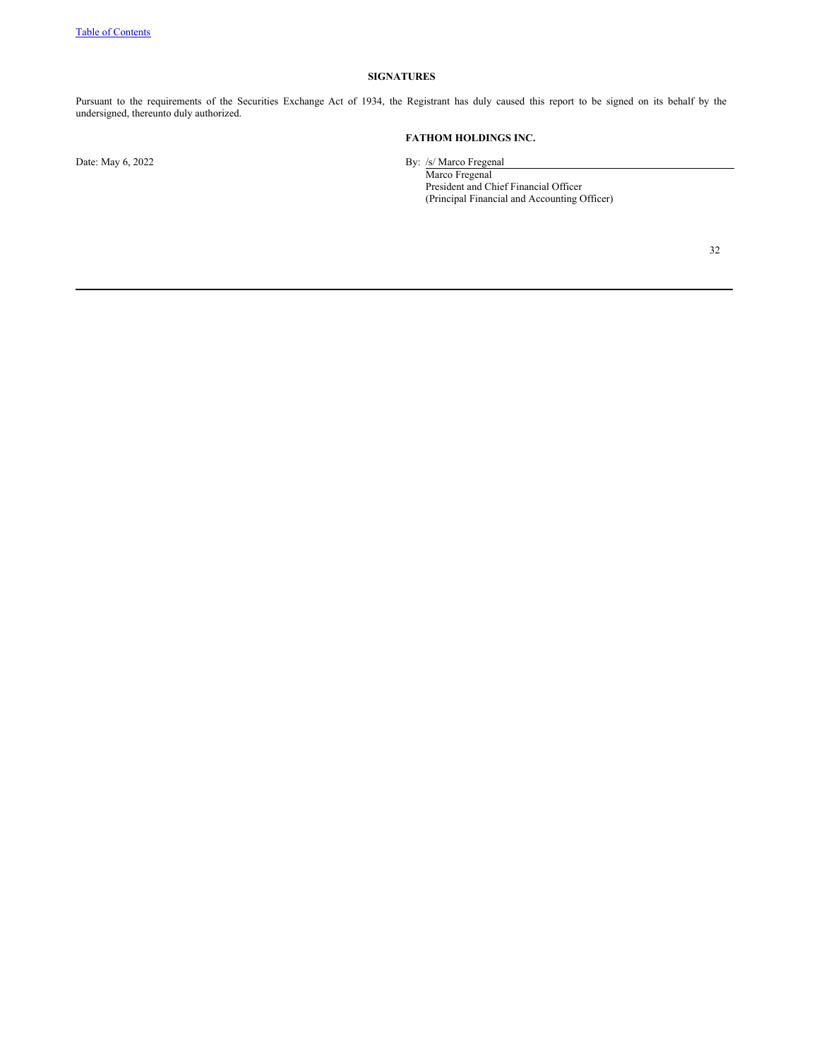## SIGNATURES

Pursuant to the requirements of the Securities Exchange Act of 1934, the Registrant has duly caused this report to be signed on its behalf by the undersigned, thereunto duly authorized.

**FATHOM HOLDINGS INC.**

Date: May 6, 2022

By: /s/ Marco Fregenal
Marco Fregenal
President and Chief Financial Officer
(Principal Financial and Accounting Officer)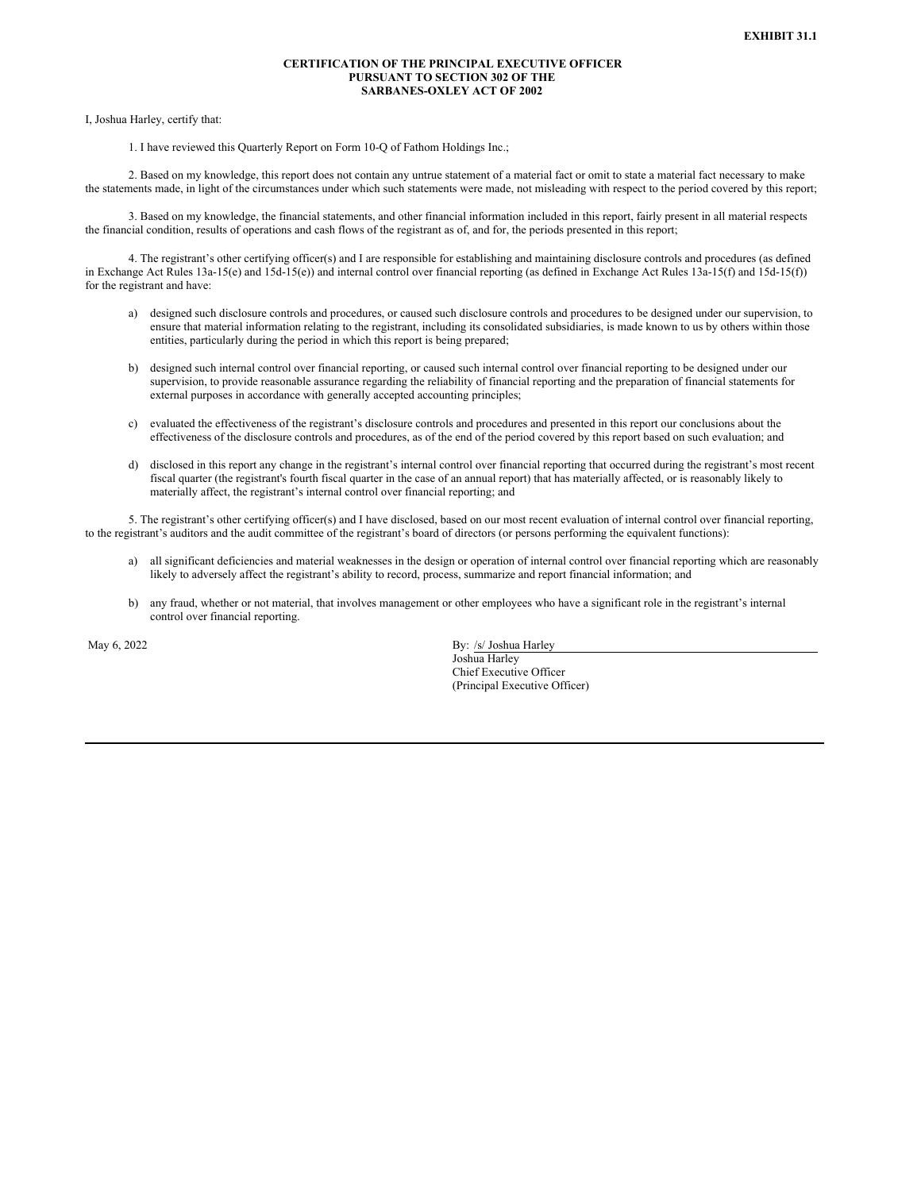**EXHIBIT 31.1**

**CERTIFICATION OF THE PRINCIPAL EXECUTIVE OFFICER
PURSUANT TO SECTION 302 OF THE
SARBANES-OXLEY ACT OF 2002**

I, Joshua Harley, certify that:

1. I have reviewed this Quarterly Report on Form 10-Q of Fathom Holdings Inc.;

2. Based on my knowledge, this report does not contain any untrue statement of a material fact or omit to state a material fact necessary to make the statements made, in light of the circumstances under which such statements were made, not misleading with respect to the period covered by this report;

3. Based on my knowledge, the financial statements, and other financial information included in this report, fairly present in all material respects the financial condition, results of operations and cash flows of the registrant as of, and for, the periods presented in this report;

4. The registrant's other certifying officer(s) and I are responsible for establishing and maintaining disclosure controls and procedures (as defined in Exchange Act Rules 13a-15(e) and 15d-15(e)) and internal control over financial reporting (as defined in Exchange Act Rules 13a-15(f) and 15d-15(f)) for the registrant and have:

a) designed such disclosure controls and procedures, or caused such disclosure controls and procedures to be designed under our supervision, to ensure that material information relating to the registrant, including its consolidated subsidiaries, is made known to us by others within those entities, particularly during the period in which this report is being prepared;

b) designed such internal control over financial reporting, or caused such internal control over financial reporting to be designed under our supervision, to provide reasonable assurance regarding the reliability of financial reporting and the preparation of financial statements for external purposes in accordance with generally accepted accounting principles;

c) evaluated the effectiveness of the registrant's disclosure controls and procedures and presented in this report our conclusions about the effectiveness of the disclosure controls and procedures, as of the end of the period covered by this report based on such evaluation; and

d) disclosed in this report any change in the registrant's internal control over financial reporting that occurred during the registrant's most recent fiscal quarter (the registrant's fourth fiscal quarter in the case of an annual report) that has materially affected, or is reasonably likely to materially affect, the registrant's internal control over financial reporting; and

5. The registrant's other certifying officer(s) and I have disclosed, based on our most recent evaluation of internal control over financial reporting, to the registrant's auditors and the audit committee of the registrant's board of directors (or persons performing the equivalent functions):

a) all significant deficiencies and material weaknesses in the design or operation of internal control over financial reporting which are reasonably likely to adversely affect the registrant's ability to record, process, summarize and report financial information; and

b) any fraud, whether or not material, that involves management or other employees who have a significant role in the registrant's internal control over financial reporting.

May 6, 2022

By: /s/ Joshua Harley
Joshua Harley
Chief Executive Officer
(Principal Executive Officer)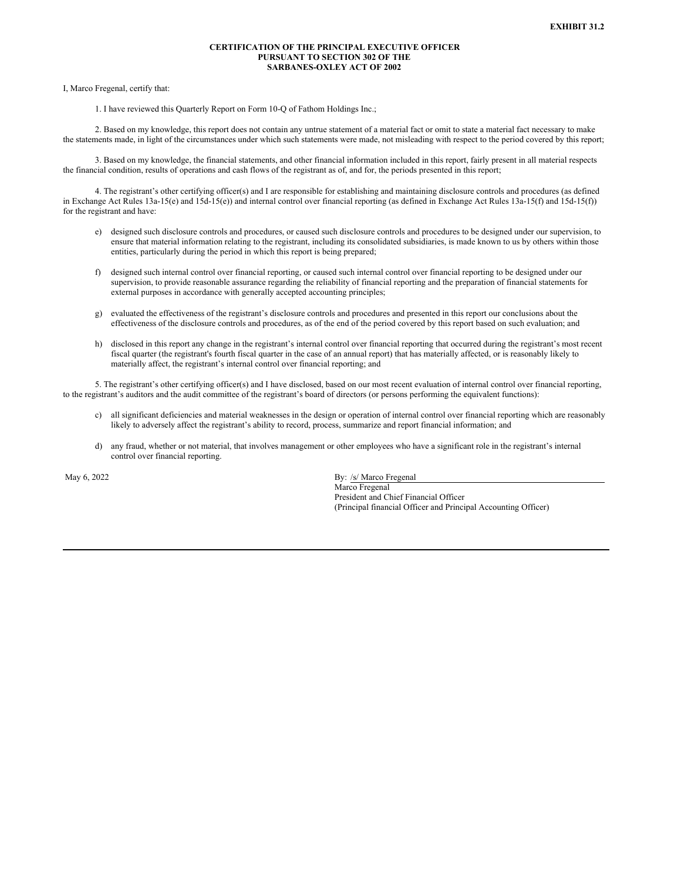**EXHIBIT 31.2**

**CERTIFICATION OF THE PRINCIPAL EXECUTIVE OFFICER  
PURSUANT TO SECTION 302 OF THE  
SARBANES-OXLEY ACT OF 2002**

I, Marco Fregenal, certify that:

1. I have reviewed this Quarterly Report on Form 10-Q of Fathom Holdings Inc.;

2. Based on my knowledge, this report does not contain any untrue statement of a material fact or omit to state a material fact necessary to make the statements made, in light of the circumstances under which such statements were made, not misleading with respect to the period covered by this report;

3. Based on my knowledge, the financial statements, and other financial information included in this report, fairly present in all material respects the financial condition, results of operations and cash flows of the registrant as of, and for, the periods presented in this report;

4. The registrant's other certifying officer(s) and I are responsible for establishing and maintaining disclosure controls and procedures (as defined in Exchange Act Rules 13a-15(e) and 15d-15(e)) and internal control over financial reporting (as defined in Exchange Act Rules 13a-15(f) and 15d-15(f)) for the registrant and have:

e) designed such disclosure controls and procedures, or caused such disclosure controls and procedures to be designed under our supervision, to ensure that material information relating to the registrant, including its consolidated subsidiaries, is made known to us by others within those entities, particularly during the period in which this report is being prepared;

f) designed such internal control over financial reporting, or caused such internal control over financial reporting to be designed under our supervision, to provide reasonable assurance regarding the reliability of financial reporting and the preparation of financial statements for external purposes in accordance with generally accepted accounting principles;

g) evaluated the effectiveness of the registrant's disclosure controls and procedures and presented in this report our conclusions about the effectiveness of the disclosure controls and procedures, as of the end of the period covered by this report based on such evaluation; and

h) disclosed in this report any change in the registrant's internal control over financial reporting that occurred during the registrant's most recent fiscal quarter (the registrant's fourth fiscal quarter in the case of an annual report) that has materially affected, or is reasonably likely to materially affect, the registrant's internal control over financial reporting; and

5. The registrant's other certifying officer(s) and I have disclosed, based on our most recent evaluation of internal control over financial reporting, to the registrant's auditors and the audit committee of the registrant's board of directors (or persons performing the equivalent functions):

c) all significant deficiencies and material weaknesses in the design or operation of internal control over financial reporting which are reasonably likely to adversely affect the registrant's ability to record, process, summarize and report financial information; and

d) any fraud, whether or not material, that involves management or other employees who have a significant role in the registrant's internal control over financial reporting.

May 6, 2022

By: /s/ Marco Fregenal  
Marco Fregenal  
President and Chief Financial Officer  
(Principal financial Officer and Principal Accounting Officer)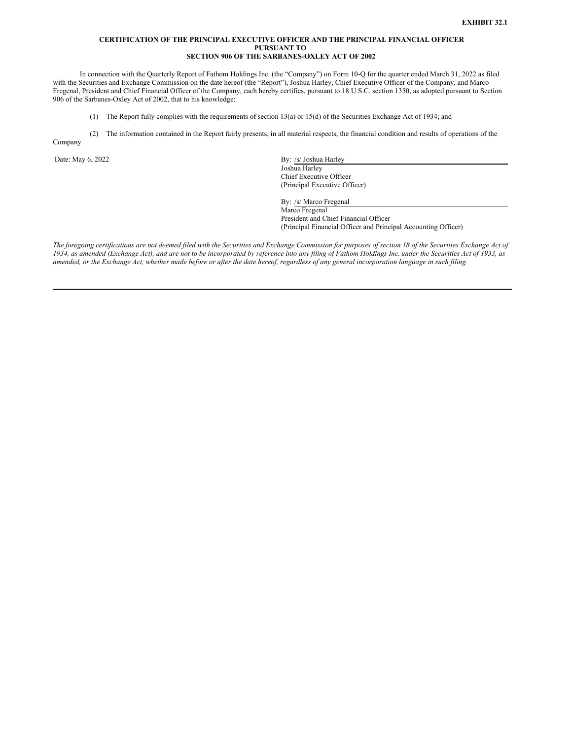**EXHIBIT 32.1**

**CERTIFICATION OF THE PRINCIPAL EXECUTIVE OFFICER AND THE PRINCIPAL FINANCIAL OFFICER PURSUANT TO SECTION 906 OF THE SARBANES-OXLEY ACT OF 2002**

In connection with the Quarterly Report of Fathom Holdings Inc. (the "Company") on Form 10-Q for the quarter ended March 31, 2022 as filed with the Securities and Exchange Commission on the date hereof (the "Report"), Joshua Harley, Chief Executive Officer of the Company, and Marco Fregenal, President and Chief Financial Officer of the Company, each hereby certifies, pursuant to 18 U.S.C. section 1350, as adopted pursuant to Section 906 of the Sarbanes-Oxley Act of 2002, that to his knowledge:

(1) The Report fully complies with the requirements of section 13(a) or 15(d) of the Securities Exchange Act of 1934; and

(2) The information contained in the Report fairly presents, in all material respects, the financial condition and results of operations of the Company.

Date: May 6, 2022

By: /s/ Joshua Harley
Joshua Harley
Chief Executive Officer
(Principal Executive Officer)

By: /s/ Marco Fregenal
Marco Fregenal
President and Chief Financial Officer
(Principal Financial Officer and Principal Accounting Officer)

*The foregoing certifications are not deemed filed with the Securities and Exchange Commission for purposes of section 18 of the Securities Exchange Act of 1934, as amended (Exchange Act), and are not to be incorporated by reference into any filing of Fathom Holdings Inc. under the Securities Act of 1933, as amended, or the Exchange Act, whether made before or after the date hereof, regardless of any general incorporation language in such filing.*